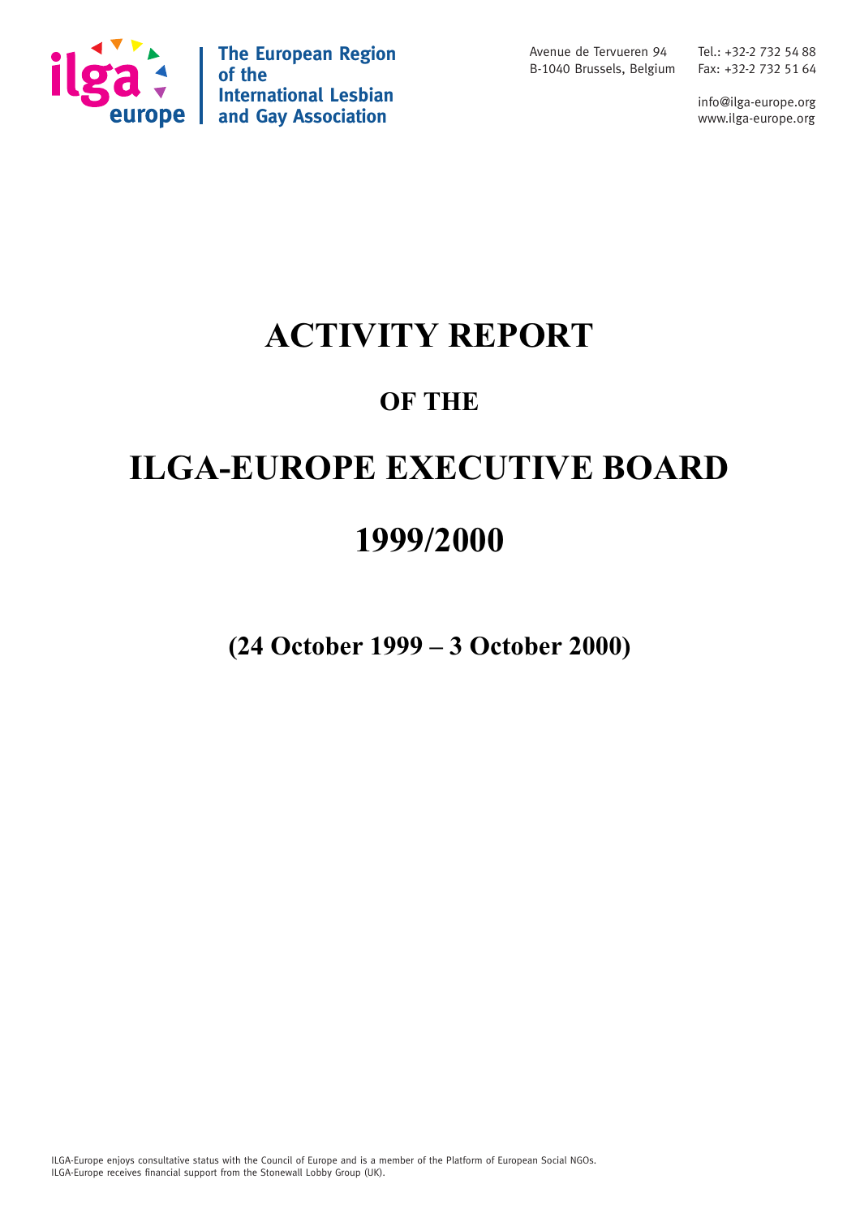ilga europe

**The European Region of the International Lesbian and Gay Association**

Avenue de Tervueren 94
B-1040 Brussels, Belgium

Tel.: +32-2 732 54 88
Fax: +32-2 732 51 64

info@ilga-europe.org
www.ilga-europe.org

# ACTIVITY REPORT

## OF THE

# ILGA-EUROPE EXECUTIVE BOARD

# 1999/2000

**(24 October 1999 – 3 October 2000)**

ILGA-Europe enjoys consultative status with the Council of Europe and is a member of the Platform of European Social NGOs.
ILGA-Europe receives financial support from the Stonewall Lobby Group (UK).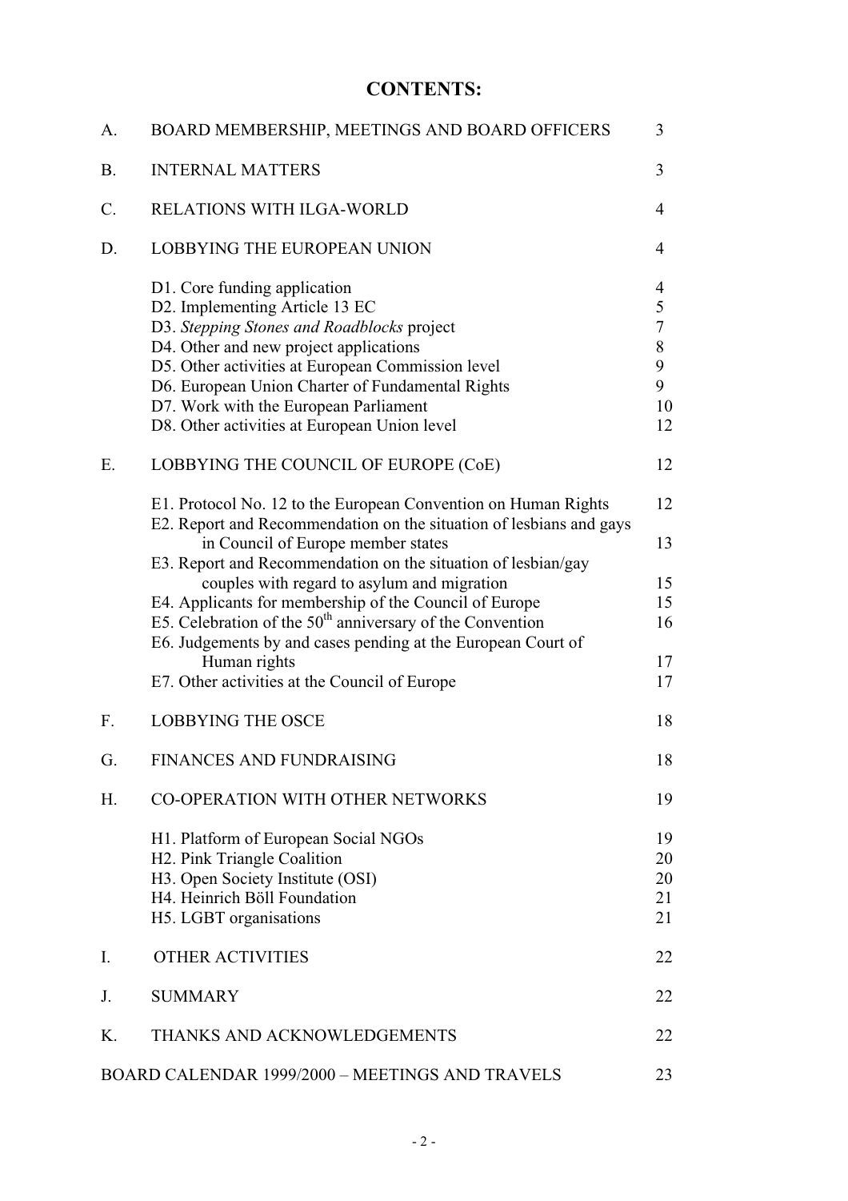# CONTENTS:

| | | |
|---|---|---|
| A. | BOARD MEMBERSHIP, MEETINGS AND BOARD OFFICERS | 3 |
| B. | INTERNAL MATTERS | 3 |
| C. | RELATIONS WITH ILGA-WORLD | 4 |
| D. | LOBBYING THE EUROPEAN UNION | 4 |
| | D1. Core funding application | 4 |
| | D2. Implementing Article 13 EC | 5 |
| | D3. *Stepping Stones and Roadblocks* project | 7 |
| | D4. Other and new project applications | 8 |
| | D5. Other activities at European Commission level | 9 |
| | D6. European Union Charter of Fundamental Rights | 9 |
| | D7. Work with the European Parliament | 10 |
| | D8. Other activities at European Union level | 12 |
| E. | LOBBYING THE COUNCIL OF EUROPE (CoE) | 12 |
| | E1. Protocol No. 12 to the European Convention on Human Rights | 12 |
| | E2. Report and Recommendation on the situation of lesbians and gays in Council of Europe member states | 13 |
| | E3. Report and Recommendation on the situation of lesbian/gay couples with regard to asylum and migration | 15 |
| | E4. Applicants for membership of the Council of Europe | 15 |
| | E5. Celebration of the 50th anniversary of the Convention | 16 |
| | E6. Judgements by and cases pending at the European Court of Human rights | 17 |
| | E7. Other activities at the Council of Europe | 17 |
| F. | LOBBYING THE OSCE | 18 |
| G. | FINANCES AND FUNDRAISING | 18 |
| H. | CO-OPERATION WITH OTHER NETWORKS | 19 |
| | H1. Platform of European Social NGOs | 19 |
| | H2. Pink Triangle Coalition | 20 |
| | H3. Open Society Institute (OSI) | 20 |
| | H4. Heinrich Böll Foundation | 21 |
| | H5. LGBT organisations | 21 |
| I. | OTHER ACTIVITIES | 22 |
| J. | SUMMARY | 22 |
| K. | THANKS AND ACKNOWLEDGEMENTS | 22 |
| | BOARD CALENDAR 1999/2000 – MEETINGS AND TRAVELS | 23 |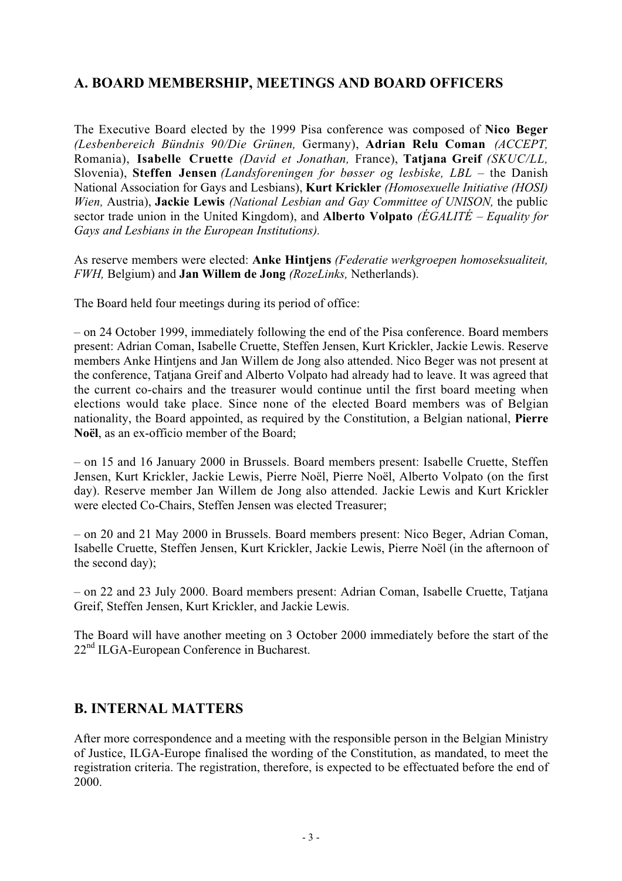## A. BOARD MEMBERSHIP, MEETINGS AND BOARD OFFICERS

The Executive Board elected by the 1999 Pisa conference was composed of **Nico Beger** *(Lesbenbereich Bündnis 90/Die Grünen,* Germany), **Adrian Relu Coman** *(ACCEPT,* Romania), **Isabelle Cruette** *(David et Jonathan,* France), **Tatjana Greif** *(SKUC/LL,* Slovenia), **Steffen Jensen** *(Landsforeningen for bøsser og lesbiske, LBL* – the Danish National Association for Gays and Lesbians), **Kurt Krickler** *(Homosexuelle Initiative (HOSI) Wien,* Austria), **Jackie Lewis** *(National Lesbian and Gay Committee of UNISON,* the public sector trade union in the United Kingdom), and **Alberto Volpato** *(ÉGALITÉ – Equality for Gays and Lesbians in the European Institutions).*

As reserve members were elected: **Anke Hintjens** *(Federatie werkgroepen homoseksualiteit, FWH,* Belgium) and **Jan Willem de Jong** *(RozeLinks,* Netherlands).

The Board held four meetings during its period of office:

– on 24 October 1999, immediately following the end of the Pisa conference. Board members present: Adrian Coman, Isabelle Cruette, Steffen Jensen, Kurt Krickler, Jackie Lewis. Reserve members Anke Hintjens and Jan Willem de Jong also attended. Nico Beger was not present at the conference, Tatjana Greif and Alberto Volpato had already had to leave. It was agreed that the current co-chairs and the treasurer would continue until the first board meeting when elections would take place. Since none of the elected Board members was of Belgian nationality, the Board appointed, as required by the Constitution, a Belgian national, **Pierre Noël**, as an ex-officio member of the Board;

– on 15 and 16 January 2000 in Brussels. Board members present: Isabelle Cruette, Steffen Jensen, Kurt Krickler, Jackie Lewis, Pierre Noël, Pierre Noël, Alberto Volpato (on the first day). Reserve member Jan Willem de Jong also attended. Jackie Lewis and Kurt Krickler were elected Co-Chairs, Steffen Jensen was elected Treasurer;

– on 20 and 21 May 2000 in Brussels. Board members present: Nico Beger, Adrian Coman, Isabelle Cruette, Steffen Jensen, Kurt Krickler, Jackie Lewis, Pierre Noël (in the afternoon of the second day);

– on 22 and 23 July 2000. Board members present: Adrian Coman, Isabelle Cruette, Tatjana Greif, Steffen Jensen, Kurt Krickler, and Jackie Lewis.

The Board will have another meeting on 3 October 2000 immediately before the start of the 22nd ILGA-European Conference in Bucharest.

## B. INTERNAL MATTERS

After more correspondence and a meeting with the responsible person in the Belgian Ministry of Justice, ILGA-Europe finalised the wording of the Constitution, as mandated, to meet the registration criteria. The registration, therefore, is expected to be effectuated before the end of 2000.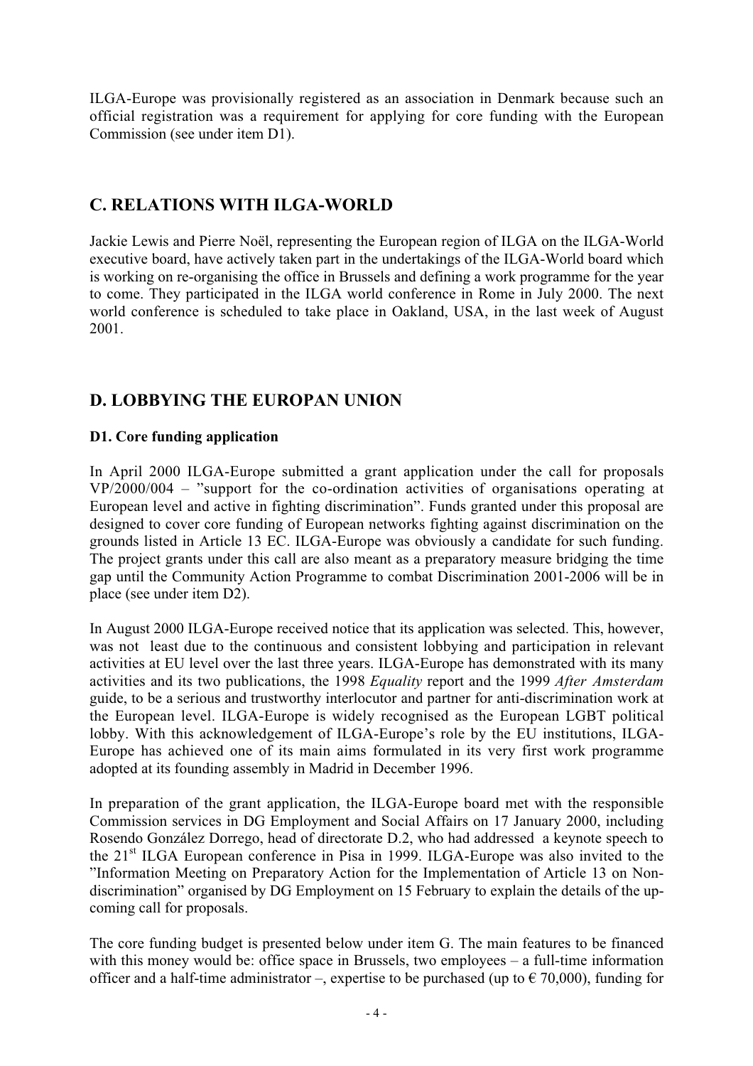ILGA-Europe was provisionally registered as an association in Denmark because such an official registration was a requirement for applying for core funding with the European Commission (see under item D1).

## C. RELATIONS WITH ILGA-WORLD

Jackie Lewis and Pierre Noël, representing the European region of ILGA on the ILGA-World executive board, have actively taken part in the undertakings of the ILGA-World board which is working on re-organising the office in Brussels and defining a work programme for the year to come. They participated in the ILGA world conference in Rome in July 2000. The next world conference is scheduled to take place in Oakland, USA, in the last week of August 2001.

## D. LOBBYING THE EUROPAN UNION

### D1. Core funding application

In April 2000 ILGA-Europe submitted a grant application under the call for proposals VP/2000/004 – "support for the co-ordination activities of organisations operating at European level and active in fighting discrimination". Funds granted under this proposal are designed to cover core funding of European networks fighting against discrimination on the grounds listed in Article 13 EC. ILGA-Europe was obviously a candidate for such funding. The project grants under this call are also meant as a preparatory measure bridging the time gap until the Community Action Programme to combat Discrimination 2001-2006 will be in place (see under item D2).

In August 2000 ILGA-Europe received notice that its application was selected. This, however, was not least due to the continuous and consistent lobbying and participation in relevant activities at EU level over the last three years. ILGA-Europe has demonstrated with its many activities and its two publications, the 1998 *Equality* report and the 1999 *After Amsterdam* guide, to be a serious and trustworthy interlocutor and partner for anti-discrimination work at the European level. ILGA-Europe is widely recognised as the European LGBT political lobby. With this acknowledgement of ILGA-Europe's role by the EU institutions, ILGA-Europe has achieved one of its main aims formulated in its very first work programme adopted at its founding assembly in Madrid in December 1996.

In preparation of the grant application, the ILGA-Europe board met with the responsible Commission services in DG Employment and Social Affairs on 17 January 2000, including Rosendo González Dorrego, head of directorate D.2, who had addressed a keynote speech to the 21st ILGA European conference in Pisa in 1999. ILGA-Europe was also invited to the "Information Meeting on Preparatory Action for the Implementation of Article 13 on Non-discrimination" organised by DG Employment on 15 February to explain the details of the up-coming call for proposals.

The core funding budget is presented below under item G. The main features to be financed with this money would be: office space in Brussels, two employees – a full-time information officer and a half-time administrator –, expertise to be purchased (up to € 70,000), funding for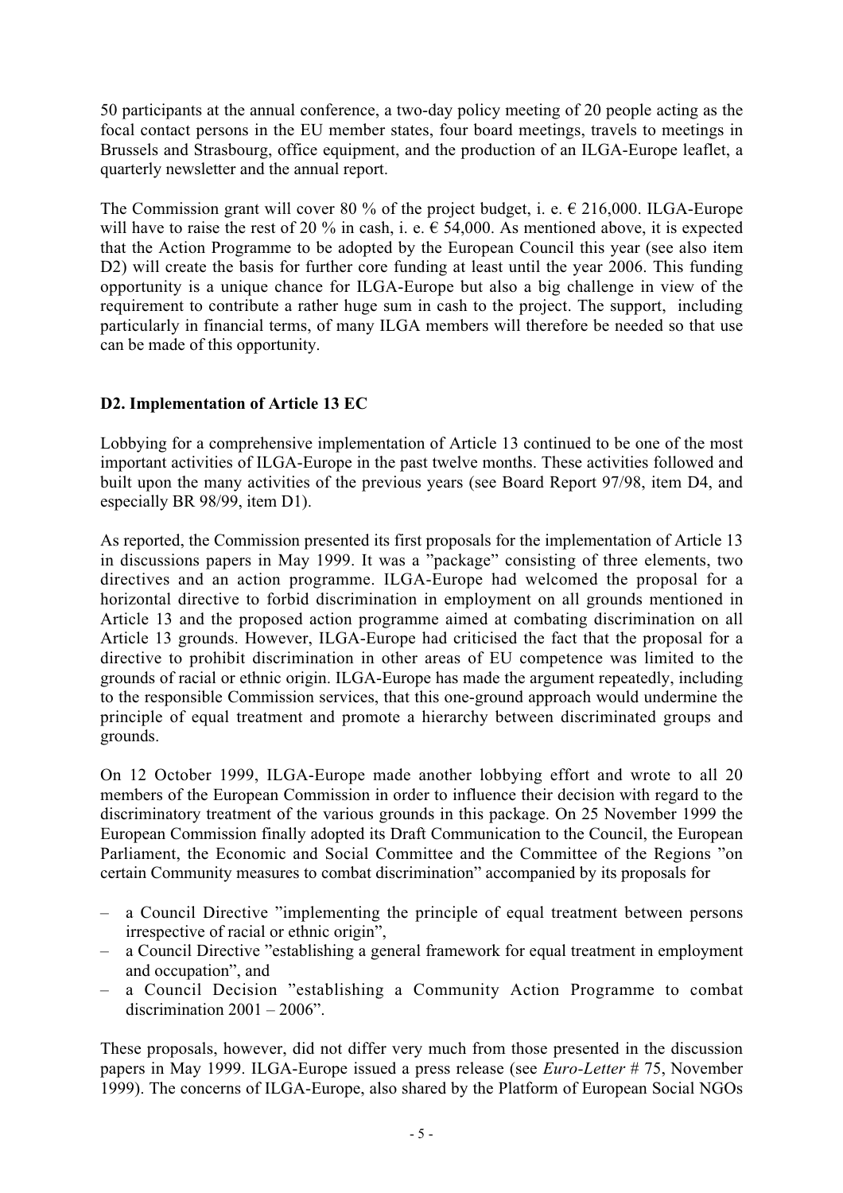50 participants at the annual conference, a two-day policy meeting of 20 people acting as the focal contact persons in the EU member states, four board meetings, travels to meetings in Brussels and Strasbourg, office equipment, and the production of an ILGA-Europe leaflet, a quarterly newsletter and the annual report.

The Commission grant will cover 80 % of the project budget, i. e. € 216,000. ILGA-Europe will have to raise the rest of 20 % in cash, i. e. € 54,000. As mentioned above, it is expected that the Action Programme to be adopted by the European Council this year (see also item D2) will create the basis for further core funding at least until the year 2006. This funding opportunity is a unique chance for ILGA-Europe but also a big challenge in view of the requirement to contribute a rather huge sum in cash to the project. The support, including particularly in financial terms, of many ILGA members will therefore be needed so that use can be made of this opportunity.

### D2. Implementation of Article 13 EC

Lobbying for a comprehensive implementation of Article 13 continued to be one of the most important activities of ILGA-Europe in the past twelve months. These activities followed and built upon the many activities of the previous years (see Board Report 97/98, item D4, and especially BR 98/99, item D1).

As reported, the Commission presented its first proposals for the implementation of Article 13 in discussions papers in May 1999. It was a "package" consisting of three elements, two directives and an action programme. ILGA-Europe had welcomed the proposal for a horizontal directive to forbid discrimination in employment on all grounds mentioned in Article 13 and the proposed action programme aimed at combating discrimination on all Article 13 grounds. However, ILGA-Europe had criticised the fact that the proposal for a directive to prohibit discrimination in other areas of EU competence was limited to the grounds of racial or ethnic origin. ILGA-Europe has made the argument repeatedly, including to the responsible Commission services, that this one-ground approach would undermine the principle of equal treatment and promote a hierarchy between discriminated groups and grounds.

On 12 October 1999, ILGA-Europe made another lobbying effort and wrote to all 20 members of the European Commission in order to influence their decision with regard to the discriminatory treatment of the various grounds in this package. On 25 November 1999 the European Commission finally adopted its Draft Communication to the Council, the European Parliament, the Economic and Social Committee and the Committee of the Regions "on certain Community measures to combat discrimination" accompanied by its proposals for

- a Council Directive "implementing the principle of equal treatment between persons irrespective of racial or ethnic origin",
- a Council Directive "establishing a general framework for equal treatment in employment and occupation", and
- a Council Decision "establishing a Community Action Programme to combat discrimination 2001 – 2006".

These proposals, however, did not differ very much from those presented in the discussion papers in May 1999. ILGA-Europe issued a press release (see *Euro-Letter* # 75, November 1999). The concerns of ILGA-Europe, also shared by the Platform of European Social NGOs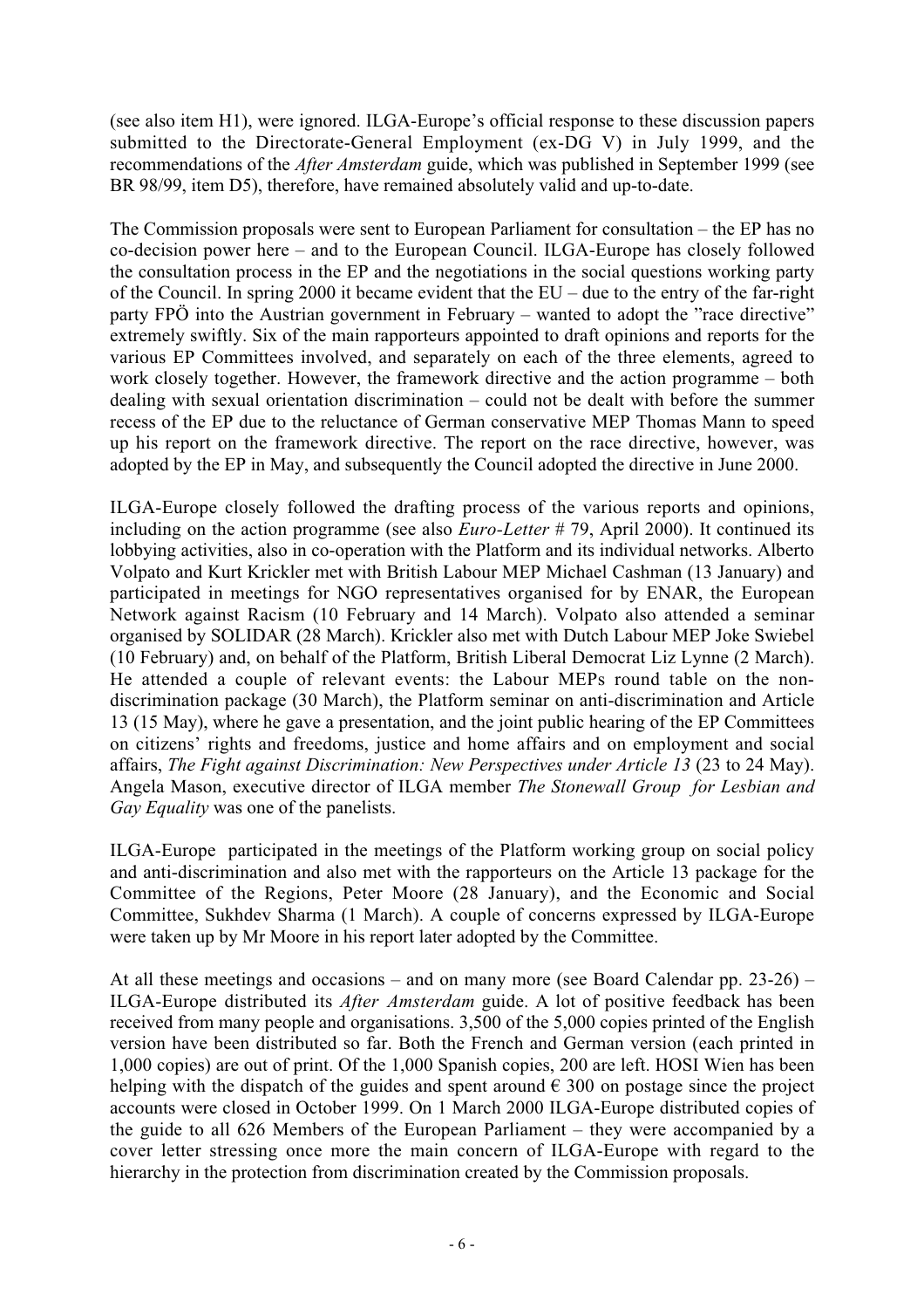(see also item H1), were ignored. ILGA-Europe's official response to these discussion papers submitted to the Directorate-General Employment (ex-DG V) in July 1999, and the recommendations of the *After Amsterdam* guide, which was published in September 1999 (see BR 98/99, item D5), therefore, have remained absolutely valid and up-to-date.

The Commission proposals were sent to European Parliament for consultation – the EP has no co-decision power here – and to the European Council. ILGA-Europe has closely followed the consultation process in the EP and the negotiations in the social questions working party of the Council. In spring 2000 it became evident that the EU – due to the entry of the far-right party FPÖ into the Austrian government in February – wanted to adopt the "race directive" extremely swiftly. Six of the main rapporteurs appointed to draft opinions and reports for the various EP Committees involved, and separately on each of the three elements, agreed to work closely together. However, the framework directive and the action programme – both dealing with sexual orientation discrimination – could not be dealt with before the summer recess of the EP due to the reluctance of German conservative MEP Thomas Mann to speed up his report on the framework directive. The report on the race directive, however, was adopted by the EP in May, and subsequently the Council adopted the directive in June 2000.

ILGA-Europe closely followed the drafting process of the various reports and opinions, including on the action programme (see also *Euro-Letter* # 79, April 2000). It continued its lobbying activities, also in co-operation with the Platform and its individual networks. Alberto Volpato and Kurt Krickler met with British Labour MEP Michael Cashman (13 January) and participated in meetings for NGO representatives organised for by ENAR, the European Network against Racism (10 February and 14 March). Volpato also attended a seminar organised by SOLIDAR (28 March). Krickler also met with Dutch Labour MEP Joke Swiebel (10 February) and, on behalf of the Platform, British Liberal Democrat Liz Lynne (2 March). He attended a couple of relevant events: the Labour MEPs round table on the non-discrimination package (30 March), the Platform seminar on anti-discrimination and Article 13 (15 May), where he gave a presentation, and the joint public hearing of the EP Committees on citizens' rights and freedoms, justice and home affairs and on employment and social affairs, *The Fight against Discrimination: New Perspectives under Article 13* (23 to 24 May). Angela Mason, executive director of ILGA member *The Stonewall Group for Lesbian and Gay Equality* was one of the panelists.

ILGA-Europe participated in the meetings of the Platform working group on social policy and anti-discrimination and also met with the rapporteurs on the Article 13 package for the Committee of the Regions, Peter Moore (28 January), and the Economic and Social Committee, Sukhdev Sharma (1 March). A couple of concerns expressed by ILGA-Europe were taken up by Mr Moore in his report later adopted by the Committee.

At all these meetings and occasions – and on many more (see Board Calendar pp. 23-26) – ILGA-Europe distributed its *After Amsterdam* guide. A lot of positive feedback has been received from many people and organisations. 3,500 of the 5,000 copies printed of the English version have been distributed so far. Both the French and German version (each printed in 1,000 copies) are out of print. Of the 1,000 Spanish copies, 200 are left. HOSI Wien has been helping with the dispatch of the guides and spent around € 300 on postage since the project accounts were closed in October 1999. On 1 March 2000 ILGA-Europe distributed copies of the guide to all 626 Members of the European Parliament – they were accompanied by a cover letter stressing once more the main concern of ILGA-Europe with regard to the hierarchy in the protection from discrimination created by the Commission proposals.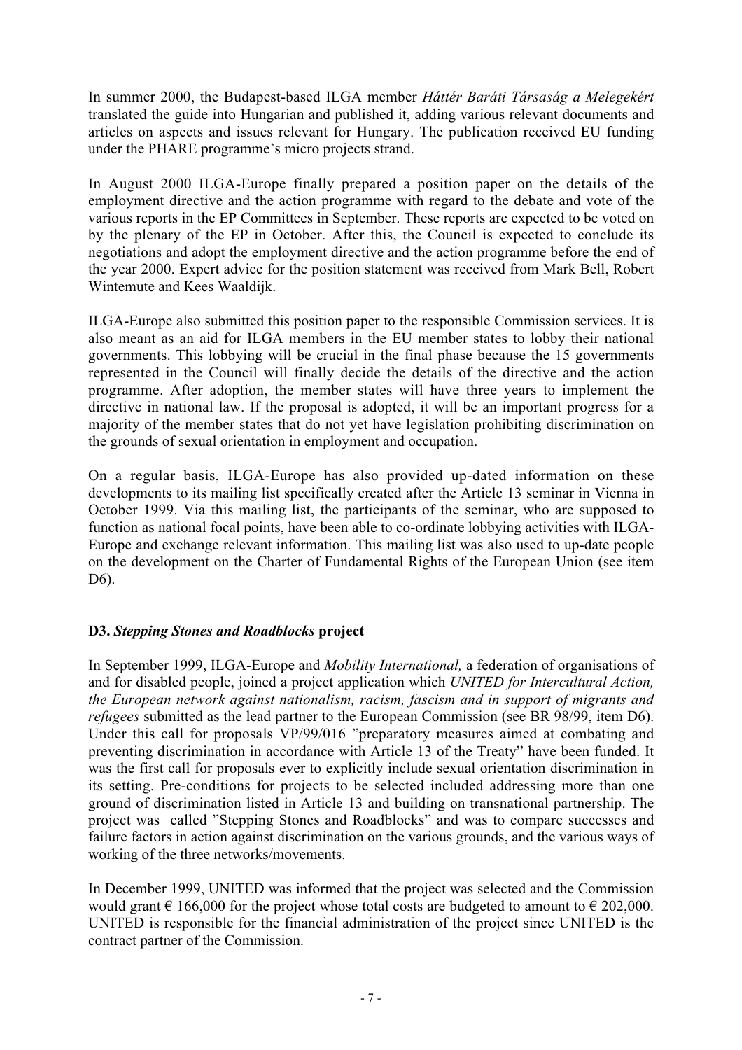In summer 2000, the Budapest-based ILGA member *Háttér Baráti Társaság a Melegekért* translated the guide into Hungarian and published it, adding various relevant documents and articles on aspects and issues relevant for Hungary. The publication received EU funding under the PHARE programme's micro projects strand.

In August 2000 ILGA-Europe finally prepared a position paper on the details of the employment directive and the action programme with regard to the debate and vote of the various reports in the EP Committees in September. These reports are expected to be voted on by the plenary of the EP in October. After this, the Council is expected to conclude its negotiations and adopt the employment directive and the action programme before the end of the year 2000. Expert advice for the position statement was received from Mark Bell, Robert Wintemute and Kees Waaldijk.

ILGA-Europe also submitted this position paper to the responsible Commission services. It is also meant as an aid for ILGA members in the EU member states to lobby their national governments. This lobbying will be crucial in the final phase because the 15 governments represented in the Council will finally decide the details of the directive and the action programme. After adoption, the member states will have three years to implement the directive in national law. If the proposal is adopted, it will be an important progress for a majority of the member states that do not yet have legislation prohibiting discrimination on the grounds of sexual orientation in employment and occupation.

On a regular basis, ILGA-Europe has also provided up-dated information on these developments to its mailing list specifically created after the Article 13 seminar in Vienna in October 1999. Via this mailing list, the participants of the seminar, who are supposed to function as national focal points, have been able to co-ordinate lobbying activities with ILGA-Europe and exchange relevant information. This mailing list was also used to up-date people on the development on the Charter of Fundamental Rights of the European Union (see item D6).

## D3. *Stepping Stones and Roadblocks* project

In September 1999, ILGA-Europe and *Mobility International,* a federation of organisations of and for disabled people, joined a project application which *UNITED for Intercultural Action, the European network against nationalism, racism, fascism and in support of migrants and refugees* submitted as the lead partner to the European Commission (see BR 98/99, item D6). Under this call for proposals VP/99/016 "preparatory measures aimed at combating and preventing discrimination in accordance with Article 13 of the Treaty" have been funded. It was the first call for proposals ever to explicitly include sexual orientation discrimination in its setting. Pre-conditions for projects to be selected included addressing more than one ground of discrimination listed in Article 13 and building on transnational partnership. The project was called "Stepping Stones and Roadblocks" and was to compare successes and failure factors in action against discrimination on the various grounds, and the various ways of working of the three networks/movements.

In December 1999, UNITED was informed that the project was selected and the Commission would grant € 166,000 for the project whose total costs are budgeted to amount to € 202,000. UNITED is responsible for the financial administration of the project since UNITED is the contract partner of the Commission.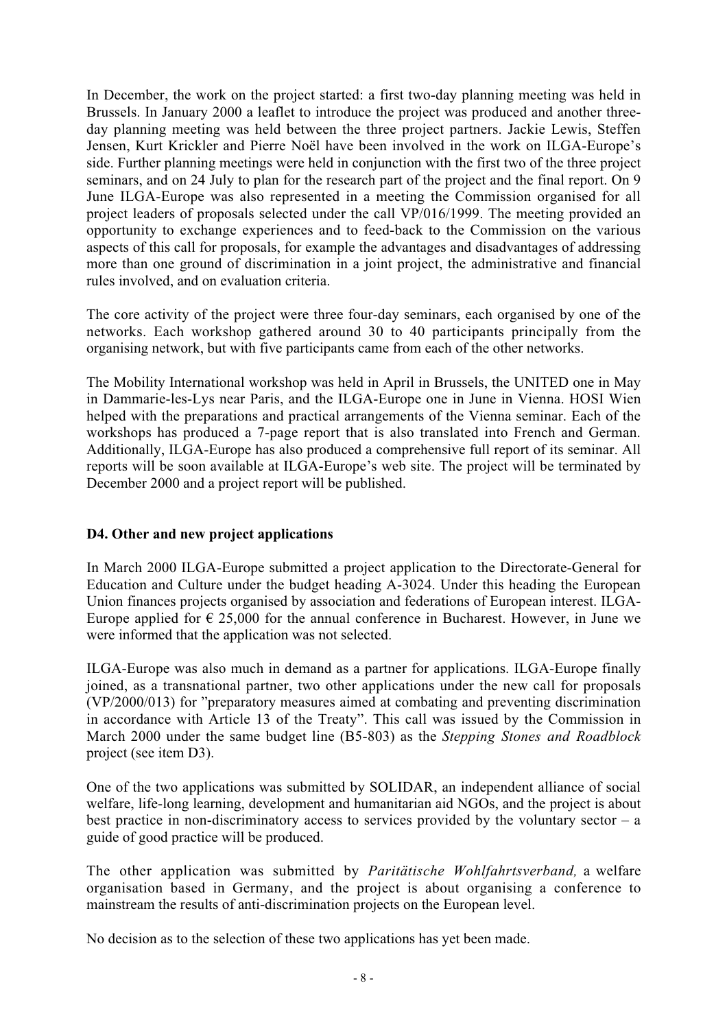In December, the work on the project started: a first two-day planning meeting was held in Brussels. In January 2000 a leaflet to introduce the project was produced and another three-day planning meeting was held between the three project partners. Jackie Lewis, Steffen Jensen, Kurt Krickler and Pierre Noël have been involved in the work on ILGA-Europe's side. Further planning meetings were held in conjunction with the first two of the three project seminars, and on 24 July to plan for the research part of the project and the final report. On 9 June ILGA-Europe was also represented in a meeting the Commission organised for all project leaders of proposals selected under the call VP/016/1999. The meeting provided an opportunity to exchange experiences and to feed-back to the Commission on the various aspects of this call for proposals, for example the advantages and disadvantages of addressing more than one ground of discrimination in a joint project, the administrative and financial rules involved, and on evaluation criteria.

The core activity of the project were three four-day seminars, each organised by one of the networks. Each workshop gathered around 30 to 40 participants principally from the organising network, but with five participants came from each of the other networks.

The Mobility International workshop was held in April in Brussels, the UNITED one in May in Dammarie-les-Lys near Paris, and the ILGA-Europe one in June in Vienna. HOSI Wien helped with the preparations and practical arrangements of the Vienna seminar. Each of the workshops has produced a 7-page report that is also translated into French and German. Additionally, ILGA-Europe has also produced a comprehensive full report of its seminar. All reports will be soon available at ILGA-Europe's web site. The project will be terminated by December 2000 and a project report will be published.

**D4. Other and new project applications**

In March 2000 ILGA-Europe submitted a project application to the Directorate-General for Education and Culture under the budget heading A-3024. Under this heading the European Union finances projects organised by association and federations of European interest. ILGA-Europe applied for € 25,000 for the annual conference in Bucharest. However, in June we were informed that the application was not selected.

ILGA-Europe was also much in demand as a partner for applications. ILGA-Europe finally joined, as a transnational partner, two other applications under the new call for proposals (VP/2000/013) for "preparatory measures aimed at combating and preventing discrimination in accordance with Article 13 of the Treaty". This call was issued by the Commission in March 2000 under the same budget line (B5-803) as the *Stepping Stones and Roadblock* project (see item D3).

One of the two applications was submitted by SOLIDAR, an independent alliance of social welfare, life-long learning, development and humanitarian aid NGOs, and the project is about best practice in non-discriminatory access to services provided by the voluntary sector – a guide of good practice will be produced.

The other application was submitted by *Paritätische Wohlfahrtsverband,* a welfare organisation based in Germany, and the project is about organising a conference to mainstream the results of anti-discrimination projects on the European level.

No decision as to the selection of these two applications has yet been made.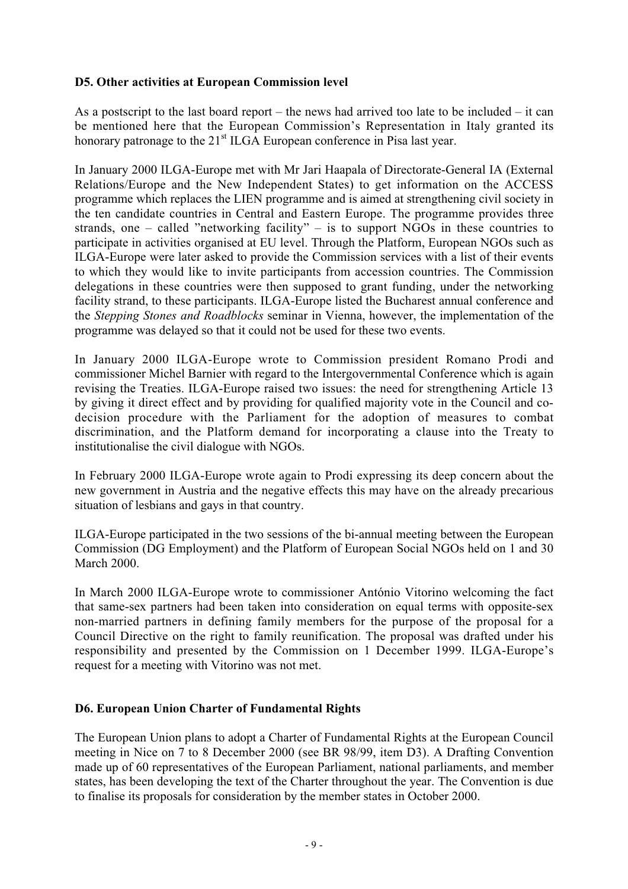### D5. Other activities at European Commission level

As a postscript to the last board report – the news had arrived too late to be included – it can be mentioned here that the European Commission's Representation in Italy granted its honorary patronage to the 21st ILGA European conference in Pisa last year.

In January 2000 ILGA-Europe met with Mr Jari Haapala of Directorate-General IA (External Relations/Europe and the New Independent States) to get information on the ACCESS programme which replaces the LIEN programme and is aimed at strengthening civil society in the ten candidate countries in Central and Eastern Europe. The programme provides three strands, one – called "networking facility" – is to support NGOs in these countries to participate in activities organised at EU level. Through the Platform, European NGOs such as ILGA-Europe were later asked to provide the Commission services with a list of their events to which they would like to invite participants from accession countries. The Commission delegations in these countries were then supposed to grant funding, under the networking facility strand, to these participants. ILGA-Europe listed the Bucharest annual conference and the *Stepping Stones and Roadblocks* seminar in Vienna, however, the implementation of the programme was delayed so that it could not be used for these two events.

In January 2000 ILGA-Europe wrote to Commission president Romano Prodi and commissioner Michel Barnier with regard to the Intergovernmental Conference which is again revising the Treaties. ILGA-Europe raised two issues: the need for strengthening Article 13 by giving it direct effect and by providing for qualified majority vote in the Council and co-decision procedure with the Parliament for the adoption of measures to combat discrimination, and the Platform demand for incorporating a clause into the Treaty to institutionalise the civil dialogue with NGOs.

In February 2000 ILGA-Europe wrote again to Prodi expressing its deep concern about the new government in Austria and the negative effects this may have on the already precarious situation of lesbians and gays in that country.

ILGA-Europe participated in the two sessions of the bi-annual meeting between the European Commission (DG Employment) and the Platform of European Social NGOs held on 1 and 30 March 2000.

In March 2000 ILGA-Europe wrote to commissioner António Vitorino welcoming the fact that same-sex partners had been taken into consideration on equal terms with opposite-sex non-married partners in defining family members for the purpose of the proposal for a Council Directive on the right to family reunification. The proposal was drafted under his responsibility and presented by the Commission on 1 December 1999. ILGA-Europe's request for a meeting with Vitorino was not met.

### D6. European Union Charter of Fundamental Rights

The European Union plans to adopt a Charter of Fundamental Rights at the European Council meeting in Nice on 7 to 8 December 2000 (see BR 98/99, item D3). A Drafting Convention made up of 60 representatives of the European Parliament, national parliaments, and member states, has been developing the text of the Charter throughout the year. The Convention is due to finalise its proposals for consideration by the member states in October 2000.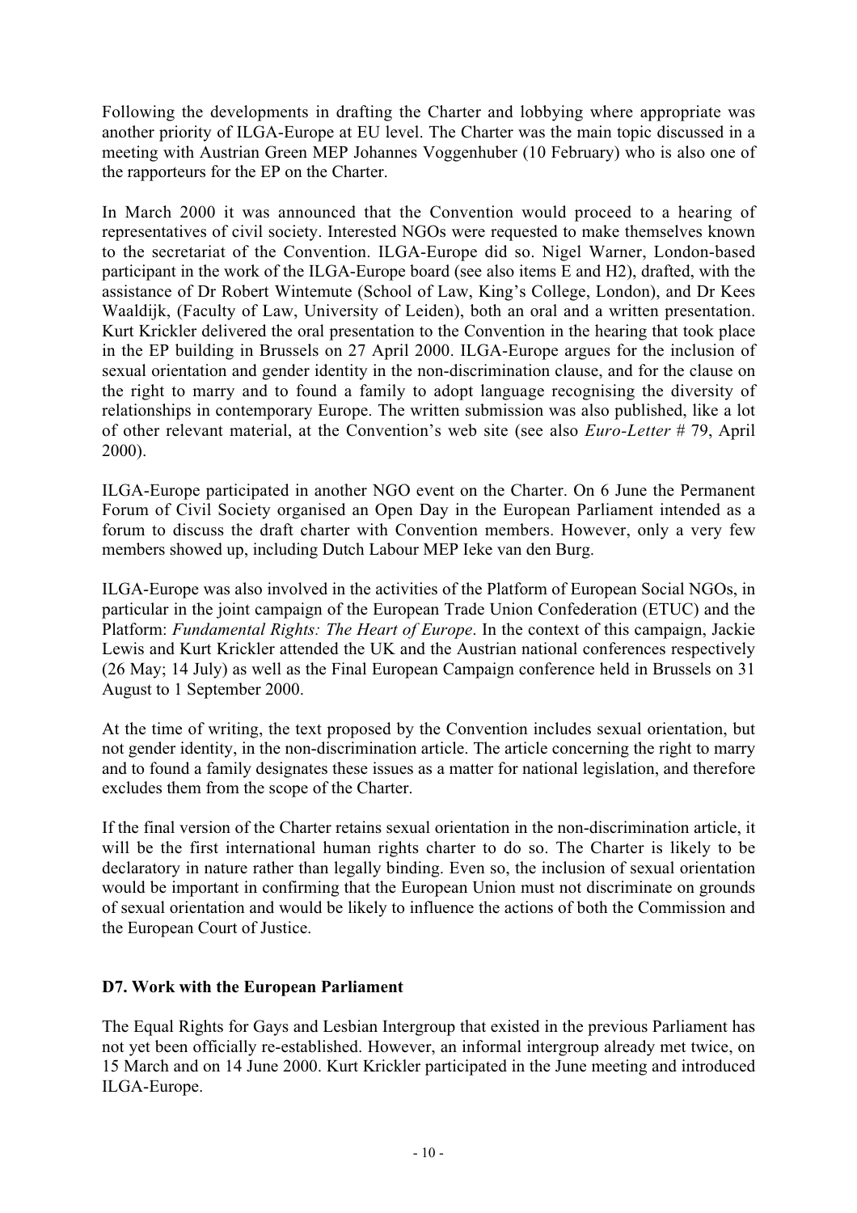Following the developments in drafting the Charter and lobbying where appropriate was another priority of ILGA-Europe at EU level. The Charter was the main topic discussed in a meeting with Austrian Green MEP Johannes Voggenhuber (10 February) who is also one of the rapporteurs for the EP on the Charter.

In March 2000 it was announced that the Convention would proceed to a hearing of representatives of civil society. Interested NGOs were requested to make themselves known to the secretariat of the Convention. ILGA-Europe did so. Nigel Warner, London-based participant in the work of the ILGA-Europe board (see also items E and H2), drafted, with the assistance of Dr Robert Wintemute (School of Law, King's College, London), and Dr Kees Waaldijk, (Faculty of Law, University of Leiden), both an oral and a written presentation. Kurt Krickler delivered the oral presentation to the Convention in the hearing that took place in the EP building in Brussels on 27 April 2000. ILGA-Europe argues for the inclusion of sexual orientation and gender identity in the non-discrimination clause, and for the clause on the right to marry and to found a family to adopt language recognising the diversity of relationships in contemporary Europe. The written submission was also published, like a lot of other relevant material, at the Convention's web site (see also *Euro-Letter* # 79, April 2000).

ILGA-Europe participated in another NGO event on the Charter. On 6 June the Permanent Forum of Civil Society organised an Open Day in the European Parliament intended as a forum to discuss the draft charter with Convention members. However, only a very few members showed up, including Dutch Labour MEP Ieke van den Burg.

ILGA-Europe was also involved in the activities of the Platform of European Social NGOs, in particular in the joint campaign of the European Trade Union Confederation (ETUC) and the Platform: *Fundamental Rights: The Heart of Europe*. In the context of this campaign, Jackie Lewis and Kurt Krickler attended the UK and the Austrian national conferences respectively (26 May; 14 July) as well as the Final European Campaign conference held in Brussels on 31 August to 1 September 2000.

At the time of writing, the text proposed by the Convention includes sexual orientation, but not gender identity, in the non-discrimination article. The article concerning the right to marry and to found a family designates these issues as a matter for national legislation, and therefore excludes them from the scope of the Charter.

If the final version of the Charter retains sexual orientation in the non-discrimination article, it will be the first international human rights charter to do so. The Charter is likely to be declaratory in nature rather than legally binding. Even so, the inclusion of sexual orientation would be important in confirming that the European Union must not discriminate on grounds of sexual orientation and would be likely to influence the actions of both the Commission and the European Court of Justice.

### D7. Work with the European Parliament

The Equal Rights for Gays and Lesbian Intergroup that existed in the previous Parliament has not yet been officially re-established. However, an informal intergroup already met twice, on 15 March and on 14 June 2000. Kurt Krickler participated in the June meeting and introduced ILGA-Europe.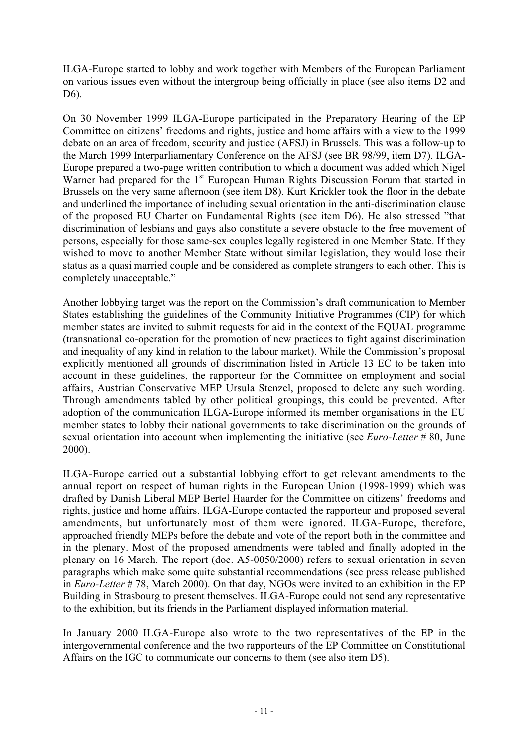ILGA-Europe started to lobby and work together with Members of the European Parliament on various issues even without the intergroup being officially in place (see also items D2 and D6).

On 30 November 1999 ILGA-Europe participated in the Preparatory Hearing of the EP Committee on citizens' freedoms and rights, justice and home affairs with a view to the 1999 debate on an area of freedom, security and justice (AFSJ) in Brussels. This was a follow-up to the March 1999 Interparliamentary Conference on the AFSJ (see BR 98/99, item D7). ILGA-Europe prepared a two-page written contribution to which a document was added which Nigel Warner had prepared for the 1st European Human Rights Discussion Forum that started in Brussels on the very same afternoon (see item D8). Kurt Krickler took the floor in the debate and underlined the importance of including sexual orientation in the anti-discrimination clause of the proposed EU Charter on Fundamental Rights (see item D6). He also stressed "that discrimination of lesbians and gays also constitute a severe obstacle to the free movement of persons, especially for those same-sex couples legally registered in one Member State. If they wished to move to another Member State without similar legislation, they would lose their status as a quasi married couple and be considered as complete strangers to each other. This is completely unacceptable."

Another lobbying target was the report on the Commission's draft communication to Member States establishing the guidelines of the Community Initiative Programmes (CIP) for which member states are invited to submit requests for aid in the context of the EQUAL programme (transnational co-operation for the promotion of new practices to fight against discrimination and inequality of any kind in relation to the labour market). While the Commission's proposal explicitly mentioned all grounds of discrimination listed in Article 13 EC to be taken into account in these guidelines, the rapporteur for the Committee on employment and social affairs, Austrian Conservative MEP Ursula Stenzel, proposed to delete any such wording. Through amendments tabled by other political groupings, this could be prevented. After adoption of the communication ILGA-Europe informed its member organisations in the EU member states to lobby their national governments to take discrimination on the grounds of sexual orientation into account when implementing the initiative (see *Euro-Letter* # 80, June 2000).

ILGA-Europe carried out a substantial lobbying effort to get relevant amendments to the annual report on respect of human rights in the European Union (1998-1999) which was drafted by Danish Liberal MEP Bertel Haarder for the Committee on citizens' freedoms and rights, justice and home affairs. ILGA-Europe contacted the rapporteur and proposed several amendments, but unfortunately most of them were ignored. ILGA-Europe, therefore, approached friendly MEPs before the debate and vote of the report both in the committee and in the plenary. Most of the proposed amendments were tabled and finally adopted in the plenary on 16 March. The report (doc. A5-0050/2000) refers to sexual orientation in seven paragraphs which make some quite substantial recommendations (see press release published in *Euro-Letter* # 78, March 2000). On that day, NGOs were invited to an exhibition in the EP Building in Strasbourg to present themselves. ILGA-Europe could not send any representative to the exhibition, but its friends in the Parliament displayed information material.

In January 2000 ILGA-Europe also wrote to the two representatives of the EP in the intergovernmental conference and the two rapporteurs of the EP Committee on Constitutional Affairs on the IGC to communicate our concerns to them (see also item D5).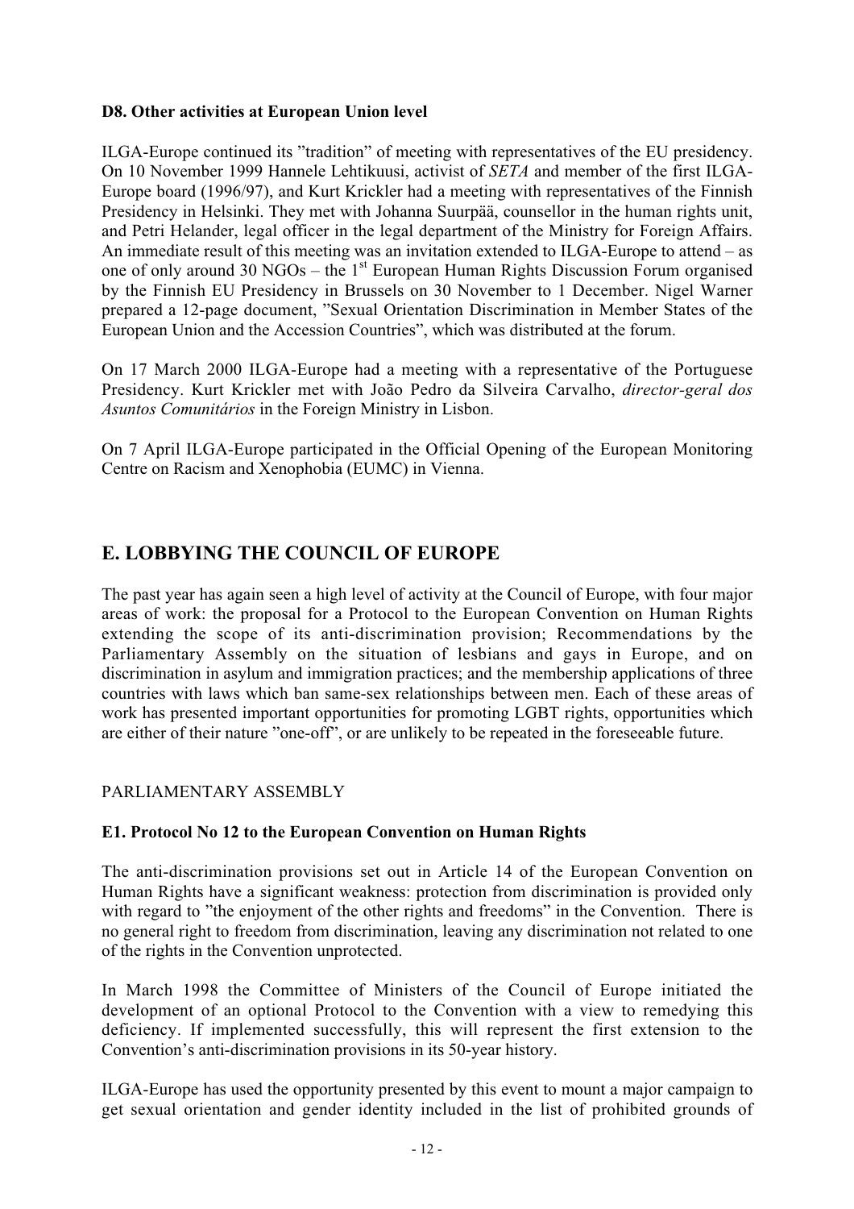### D8. Other activities at European Union level

ILGA-Europe continued its "tradition" of meeting with representatives of the EU presidency. On 10 November 1999 Hannele Lehtikuusi, activist of *SETA* and member of the first ILGA-Europe board (1996/97), and Kurt Krickler had a meeting with representatives of the Finnish Presidency in Helsinki. They met with Johanna Suurpää, counsellor in the human rights unit, and Petri Helander, legal officer in the legal department of the Ministry for Foreign Affairs. An immediate result of this meeting was an invitation extended to ILGA-Europe to attend – as one of only around 30 NGOs – the 1st European Human Rights Discussion Forum organised by the Finnish EU Presidency in Brussels on 30 November to 1 December. Nigel Warner prepared a 12-page document, "Sexual Orientation Discrimination in Member States of the European Union and the Accession Countries", which was distributed at the forum.

On 17 March 2000 ILGA-Europe had a meeting with a representative of the Portuguese Presidency. Kurt Krickler met with João Pedro da Silveira Carvalho, *director-geral dos Asuntos Comunitários* in the Foreign Ministry in Lisbon.

On 7 April ILGA-Europe participated in the Official Opening of the European Monitoring Centre on Racism and Xenophobia (EUMC) in Vienna.

## E. LOBBYING THE COUNCIL OF EUROPE

The past year has again seen a high level of activity at the Council of Europe, with four major areas of work: the proposal for a Protocol to the European Convention on Human Rights extending the scope of its anti-discrimination provision; Recommendations by the Parliamentary Assembly on the situation of lesbians and gays in Europe, and on discrimination in asylum and immigration practices; and the membership applications of three countries with laws which ban same-sex relationships between men. Each of these areas of work has presented important opportunities for promoting LGBT rights, opportunities which are either of their nature "one-off", or are unlikely to be repeated in the foreseeable future.

PARLIAMENTARY ASSEMBLY

### E1. Protocol No 12 to the European Convention on Human Rights

The anti-discrimination provisions set out in Article 14 of the European Convention on Human Rights have a significant weakness: protection from discrimination is provided only with regard to "the enjoyment of the other rights and freedoms" in the Convention. There is no general right to freedom from discrimination, leaving any discrimination not related to one of the rights in the Convention unprotected.

In March 1998 the Committee of Ministers of the Council of Europe initiated the development of an optional Protocol to the Convention with a view to remedying this deficiency. If implemented successfully, this will represent the first extension to the Convention's anti-discrimination provisions in its 50-year history.

ILGA-Europe has used the opportunity presented by this event to mount a major campaign to get sexual orientation and gender identity included in the list of prohibited grounds of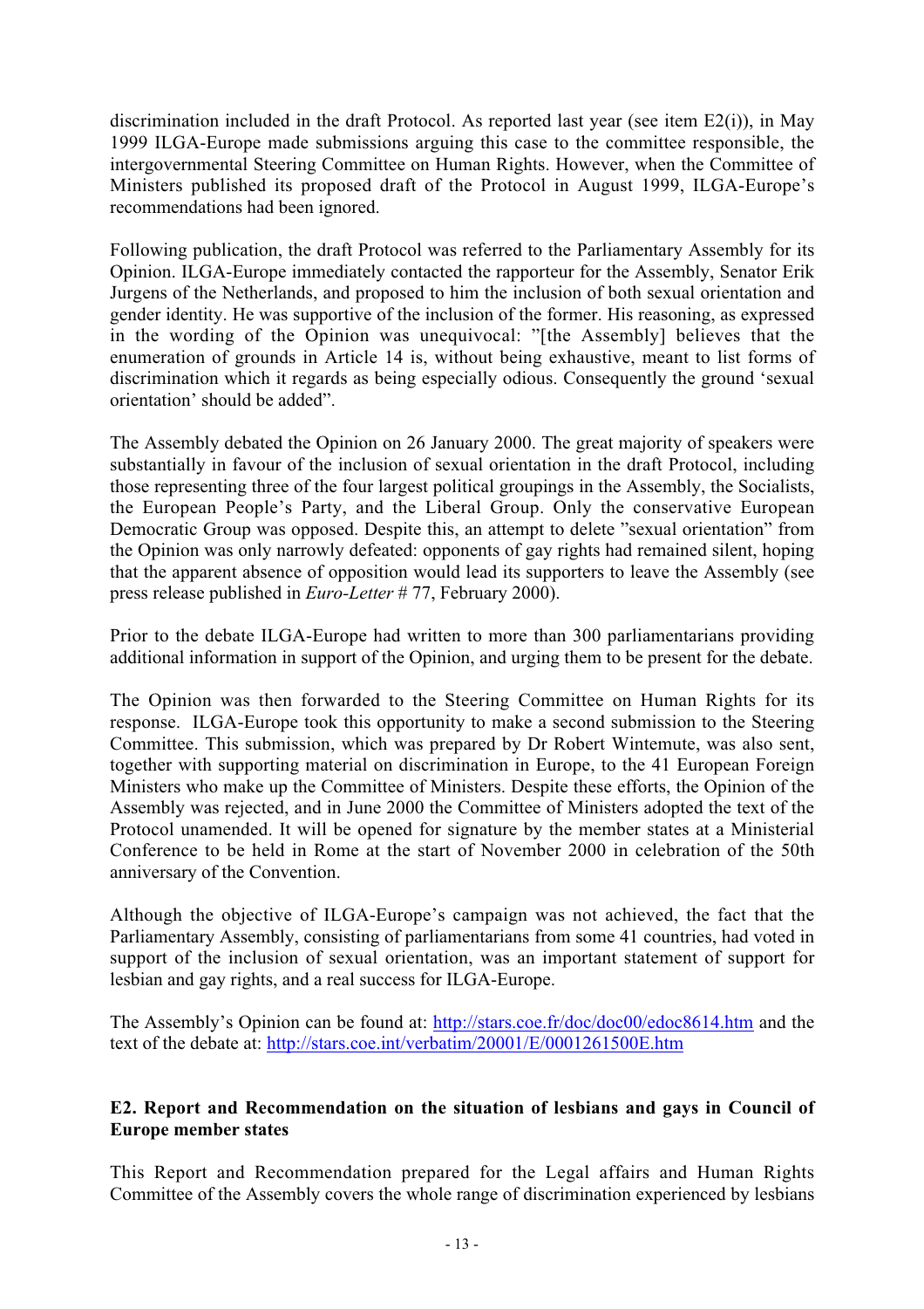discrimination included in the draft Protocol. As reported last year (see item E2(i)), in May 1999 ILGA-Europe made submissions arguing this case to the committee responsible, the intergovernmental Steering Committee on Human Rights. However, when the Committee of Ministers published its proposed draft of the Protocol in August 1999, ILGA-Europe's recommendations had been ignored.

Following publication, the draft Protocol was referred to the Parliamentary Assembly for its Opinion. ILGA-Europe immediately contacted the rapporteur for the Assembly, Senator Erik Jurgens of the Netherlands, and proposed to him the inclusion of both sexual orientation and gender identity. He was supportive of the inclusion of the former. His reasoning, as expressed in the wording of the Opinion was unequivocal: "[the Assembly] believes that the enumeration of grounds in Article 14 is, without being exhaustive, meant to list forms of discrimination which it regards as being especially odious. Consequently the ground 'sexual orientation' should be added".

The Assembly debated the Opinion on 26 January 2000. The great majority of speakers were substantially in favour of the inclusion of sexual orientation in the draft Protocol, including those representing three of the four largest political groupings in the Assembly, the Socialists, the European People's Party, and the Liberal Group. Only the conservative European Democratic Group was opposed. Despite this, an attempt to delete "sexual orientation" from the Opinion was only narrowly defeated: opponents of gay rights had remained silent, hoping that the apparent absence of opposition would lead its supporters to leave the Assembly (see press release published in *Euro-Letter* # 77, February 2000).

Prior to the debate ILGA-Europe had written to more than 300 parliamentarians providing additional information in support of the Opinion, and urging them to be present for the debate.

The Opinion was then forwarded to the Steering Committee on Human Rights for its response. ILGA-Europe took this opportunity to make a second submission to the Steering Committee. This submission, which was prepared by Dr Robert Wintemute, was also sent, together with supporting material on discrimination in Europe, to the 41 European Foreign Ministers who make up the Committee of Ministers. Despite these efforts, the Opinion of the Assembly was rejected, and in June 2000 the Committee of Ministers adopted the text of the Protocol unamended. It will be opened for signature by the member states at a Ministerial Conference to be held in Rome at the start of November 2000 in celebration of the 50th anniversary of the Convention.

Although the objective of ILGA-Europe's campaign was not achieved, the fact that the Parliamentary Assembly, consisting of parliamentarians from some 41 countries, had voted in support of the inclusion of sexual orientation, was an important statement of support for lesbian and gay rights, and a real success for ILGA-Europe.

The Assembly's Opinion can be found at: http://stars.coe.fr/doc/doc00/edoc8614.htm and the text of the debate at: http://stars.coe.int/verbatim/20001/E/0001261500E.htm

### E2. Report and Recommendation on the situation of lesbians and gays in Council of Europe member states

This Report and Recommendation prepared for the Legal affairs and Human Rights Committee of the Assembly covers the whole range of discrimination experienced by lesbians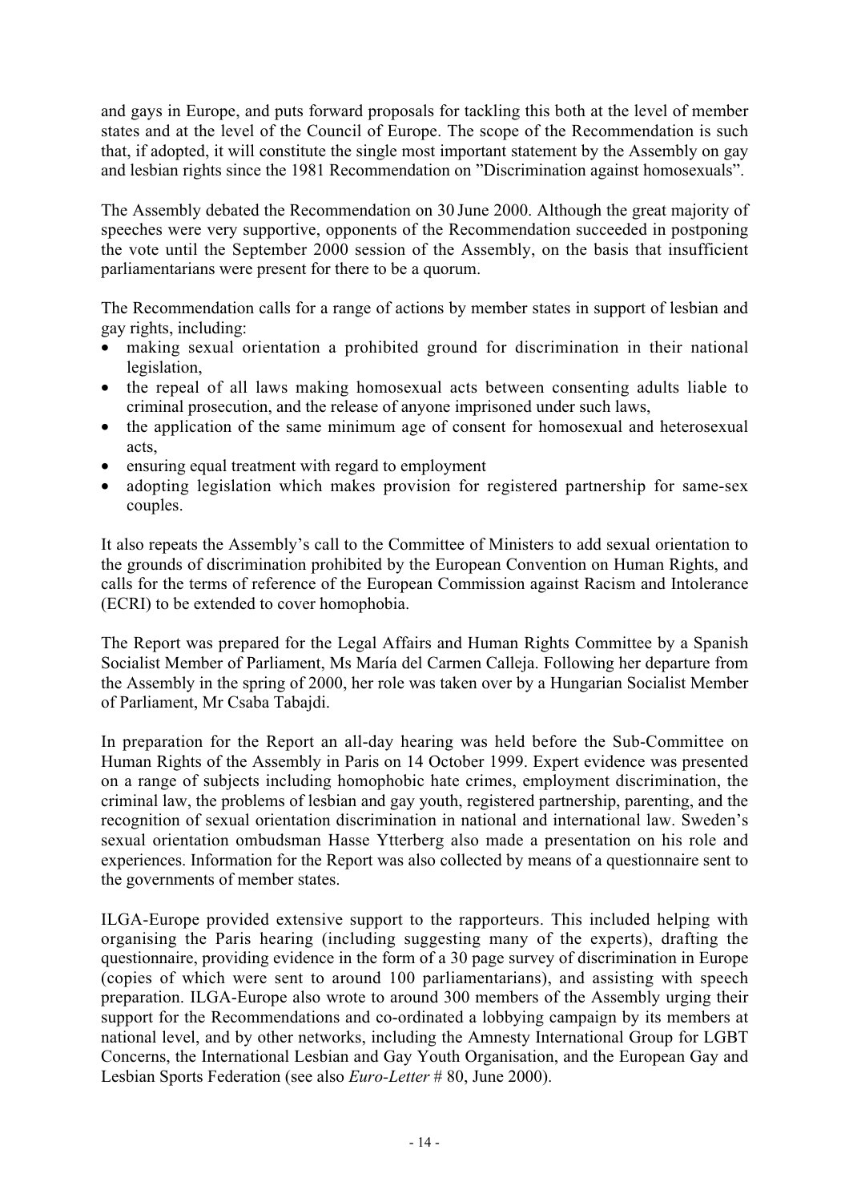and gays in Europe, and puts forward proposals for tackling this both at the level of member states and at the level of the Council of Europe. The scope of the Recommendation is such that, if adopted, it will constitute the single most important statement by the Assembly on gay and lesbian rights since the 1981 Recommendation on "Discrimination against homosexuals".

The Assembly debated the Recommendation on 30 June 2000. Although the great majority of speeches were very supportive, opponents of the Recommendation succeeded in postponing the vote until the September 2000 session of the Assembly, on the basis that insufficient parliamentarians were present for there to be a quorum.

The Recommendation calls for a range of actions by member states in support of lesbian and gay rights, including:

- making sexual orientation a prohibited ground for discrimination in their national legislation,
- the repeal of all laws making homosexual acts between consenting adults liable to criminal prosecution, and the release of anyone imprisoned under such laws,
- the application of the same minimum age of consent for homosexual and heterosexual acts,
- ensuring equal treatment with regard to employment
- adopting legislation which makes provision for registered partnership for same-sex couples.

It also repeats the Assembly's call to the Committee of Ministers to add sexual orientation to the grounds of discrimination prohibited by the European Convention on Human Rights, and calls for the terms of reference of the European Commission against Racism and Intolerance (ECRI) to be extended to cover homophobia.

The Report was prepared for the Legal Affairs and Human Rights Committee by a Spanish Socialist Member of Parliament, Ms María del Carmen Calleja. Following her departure from the Assembly in the spring of 2000, her role was taken over by a Hungarian Socialist Member of Parliament, Mr Csaba Tabajdi.

In preparation for the Report an all-day hearing was held before the Sub-Committee on Human Rights of the Assembly in Paris on 14 October 1999. Expert evidence was presented on a range of subjects including homophobic hate crimes, employment discrimination, the criminal law, the problems of lesbian and gay youth, registered partnership, parenting, and the recognition of sexual orientation discrimination in national and international law. Sweden's sexual orientation ombudsman Hasse Ytterberg also made a presentation on his role and experiences. Information for the Report was also collected by means of a questionnaire sent to the governments of member states.

ILGA-Europe provided extensive support to the rapporteurs. This included helping with organising the Paris hearing (including suggesting many of the experts), drafting the questionnaire, providing evidence in the form of a 30 page survey of discrimination in Europe (copies of which were sent to around 100 parliamentarians), and assisting with speech preparation. ILGA-Europe also wrote to around 300 members of the Assembly urging their support for the Recommendations and co-ordinated a lobbying campaign by its members at national level, and by other networks, including the Amnesty International Group for LGBT Concerns, the International Lesbian and Gay Youth Organisation, and the European Gay and Lesbian Sports Federation (see also *Euro-Letter* # 80, June 2000).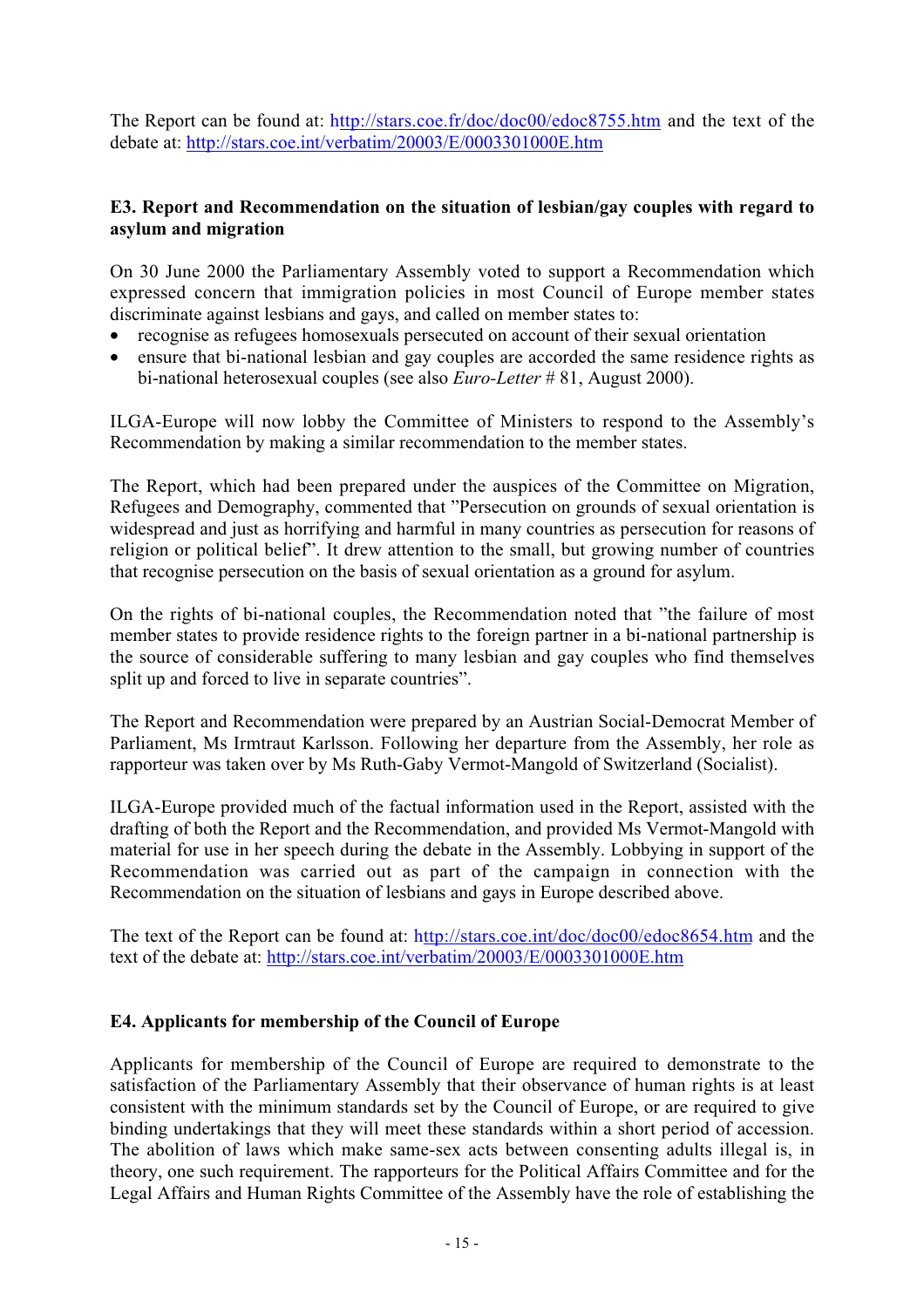The Report can be found at: http://stars.coe.fr/doc/doc00/edoc8755.htm and the text of the debate at: http://stars.coe.int/verbatim/20003/E/0003301000E.htm

### E3. Report and Recommendation on the situation of lesbian/gay couples with regard to asylum and migration

On 30 June 2000 the Parliamentary Assembly voted to support a Recommendation which expressed concern that immigration policies in most Council of Europe member states discriminate against lesbians and gays, and called on member states to:

- recognise as refugees homosexuals persecuted on account of their sexual orientation
- ensure that bi-national lesbian and gay couples are accorded the same residence rights as bi-national heterosexual couples (see also *Euro-Letter* # 81, August 2000).

ILGA-Europe will now lobby the Committee of Ministers to respond to the Assembly's Recommendation by making a similar recommendation to the member states.

The Report, which had been prepared under the auspices of the Committee on Migration, Refugees and Demography, commented that "Persecution on grounds of sexual orientation is widespread and just as horrifying and harmful in many countries as persecution for reasons of religion or political belief". It drew attention to the small, but growing number of countries that recognise persecution on the basis of sexual orientation as a ground for asylum.

On the rights of bi-national couples, the Recommendation noted that "the failure of most member states to provide residence rights to the foreign partner in a bi-national partnership is the source of considerable suffering to many lesbian and gay couples who find themselves split up and forced to live in separate countries".

The Report and Recommendation were prepared by an Austrian Social-Democrat Member of Parliament, Ms Irmtraut Karlsson. Following her departure from the Assembly, her role as rapporteur was taken over by Ms Ruth-Gaby Vermot-Mangold of Switzerland (Socialist).

ILGA-Europe provided much of the factual information used in the Report, assisted with the drafting of both the Report and the Recommendation, and provided Ms Vermot-Mangold with material for use in her speech during the debate in the Assembly. Lobbying in support of the Recommendation was carried out as part of the campaign in connection with the Recommendation on the situation of lesbians and gays in Europe described above.

The text of the Report can be found at: http://stars.coe.int/doc/doc00/edoc8654.htm and the text of the debate at: http://stars.coe.int/verbatim/20003/E/0003301000E.htm

### E4. Applicants for membership of the Council of Europe

Applicants for membership of the Council of Europe are required to demonstrate to the satisfaction of the Parliamentary Assembly that their observance of human rights is at least consistent with the minimum standards set by the Council of Europe, or are required to give binding undertakings that they will meet these standards within a short period of accession. The abolition of laws which make same-sex acts between consenting adults illegal is, in theory, one such requirement. The rapporteurs for the Political Affairs Committee and for the Legal Affairs and Human Rights Committee of the Assembly have the role of establishing the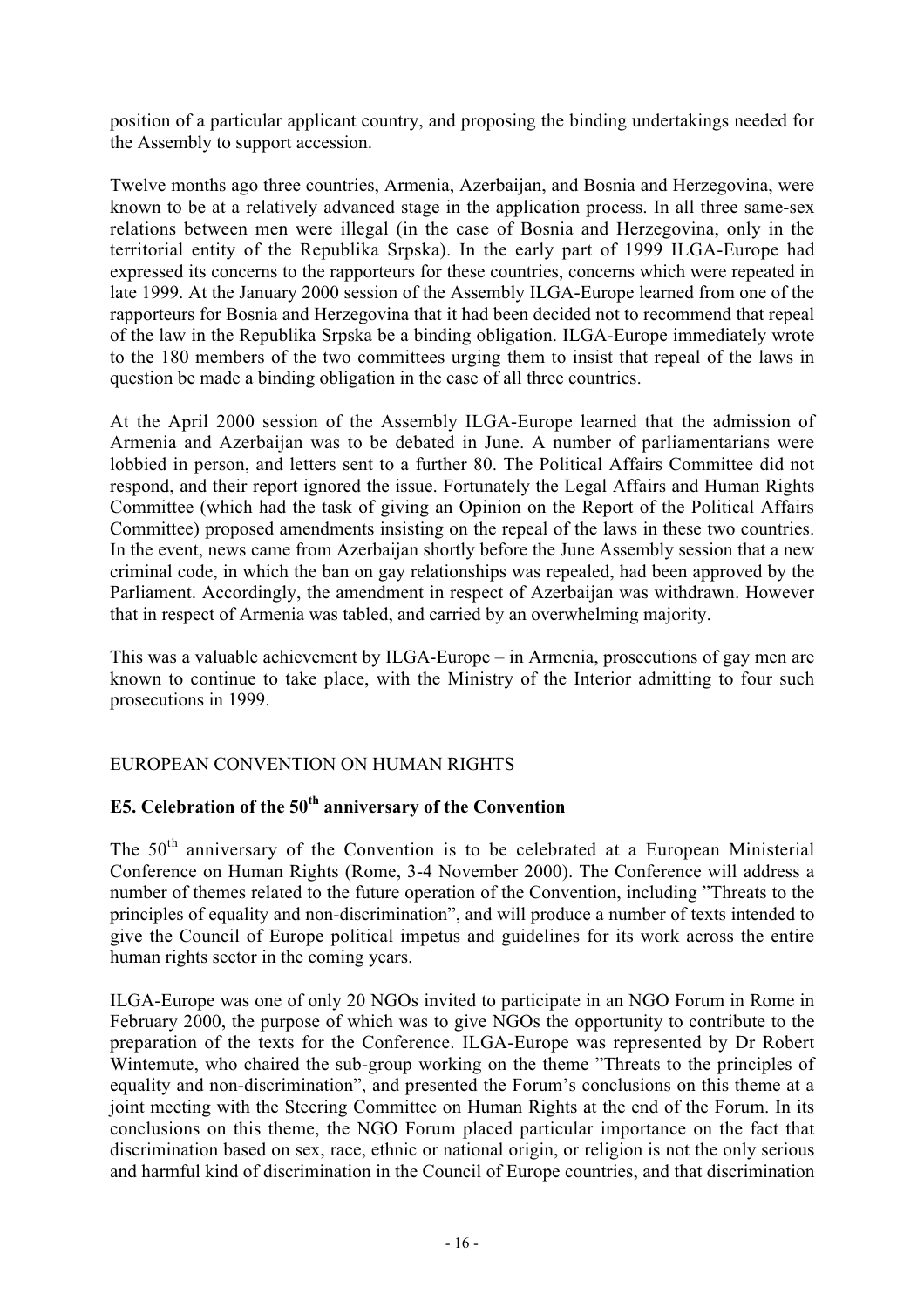position of a particular applicant country, and proposing the binding undertakings needed for the Assembly to support accession.

Twelve months ago three countries, Armenia, Azerbaijan, and Bosnia and Herzegovina, were known to be at a relatively advanced stage in the application process. In all three same-sex relations between men were illegal (in the case of Bosnia and Herzegovina, only in the territorial entity of the Republika Srpska). In the early part of 1999 ILGA-Europe had expressed its concerns to the rapporteurs for these countries, concerns which were repeated in late 1999. At the January 2000 session of the Assembly ILGA-Europe learned from one of the rapporteurs for Bosnia and Herzegovina that it had been decided not to recommend that repeal of the law in the Republika Srpska be a binding obligation. ILGA-Europe immediately wrote to the 180 members of the two committees urging them to insist that repeal of the laws in question be made a binding obligation in the case of all three countries.

At the April 2000 session of the Assembly ILGA-Europe learned that the admission of Armenia and Azerbaijan was to be debated in June. A number of parliamentarians were lobbied in person, and letters sent to a further 80. The Political Affairs Committee did not respond, and their report ignored the issue. Fortunately the Legal Affairs and Human Rights Committee (which had the task of giving an Opinion on the Report of the Political Affairs Committee) proposed amendments insisting on the repeal of the laws in these two countries. In the event, news came from Azerbaijan shortly before the June Assembly session that a new criminal code, in which the ban on gay relationships was repealed, had been approved by the Parliament. Accordingly, the amendment in respect of Azerbaijan was withdrawn. However that in respect of Armenia was tabled, and carried by an overwhelming majority.

This was a valuable achievement by ILGA-Europe – in Armenia, prosecutions of gay men are known to continue to take place, with the Ministry of the Interior admitting to four such prosecutions in 1999.

## EUROPEAN CONVENTION ON HUMAN RIGHTS

### E5. Celebration of the 50th anniversary of the Convention

The 50th anniversary of the Convention is to be celebrated at a European Ministerial Conference on Human Rights (Rome, 3-4 November 2000). The Conference will address a number of themes related to the future operation of the Convention, including "Threats to the principles of equality and non-discrimination", and will produce a number of texts intended to give the Council of Europe political impetus and guidelines for its work across the entire human rights sector in the coming years.

ILGA-Europe was one of only 20 NGOs invited to participate in an NGO Forum in Rome in February 2000, the purpose of which was to give NGOs the opportunity to contribute to the preparation of the texts for the Conference. ILGA-Europe was represented by Dr Robert Wintemute, who chaired the sub-group working on the theme "Threats to the principles of equality and non-discrimination", and presented the Forum's conclusions on this theme at a joint meeting with the Steering Committee on Human Rights at the end of the Forum. In its conclusions on this theme, the NGO Forum placed particular importance on the fact that discrimination based on sex, race, ethnic or national origin, or religion is not the only serious and harmful kind of discrimination in the Council of Europe countries, and that discrimination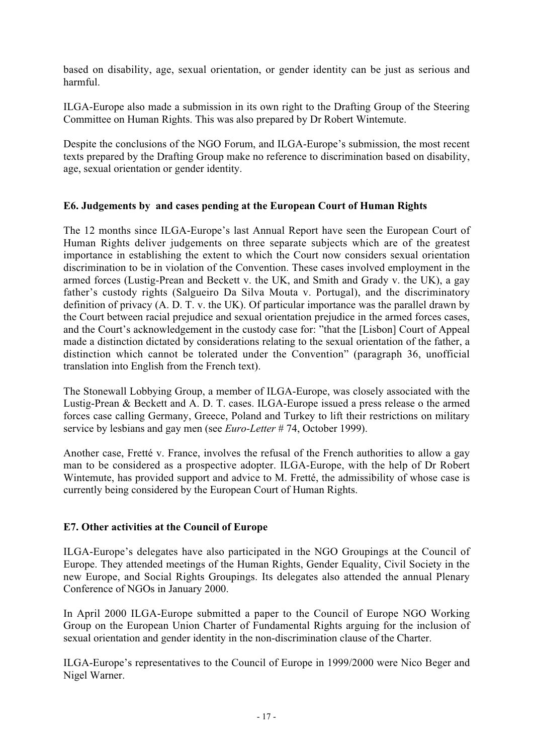based on disability, age, sexual orientation, or gender identity can be just as serious and harmful.

ILGA-Europe also made a submission in its own right to the Drafting Group of the Steering Committee on Human Rights. This was also prepared by Dr Robert Wintemute.

Despite the conclusions of the NGO Forum, and ILGA-Europe's submission, the most recent texts prepared by the Drafting Group make no reference to discrimination based on disability, age, sexual orientation or gender identity.

### E6. Judgements by and cases pending at the European Court of Human Rights

The 12 months since ILGA-Europe's last Annual Report have seen the European Court of Human Rights deliver judgements on three separate subjects which are of the greatest importance in establishing the extent to which the Court now considers sexual orientation discrimination to be in violation of the Convention. These cases involved employment in the armed forces (Lustig-Prean and Beckett v. the UK, and Smith and Grady v. the UK), a gay father's custody rights (Salgueiro Da Silva Mouta v. Portugal), and the discriminatory definition of privacy (A. D. T. v. the UK). Of particular importance was the parallel drawn by the Court between racial prejudice and sexual orientation prejudice in the armed forces cases, and the Court's acknowledgement in the custody case for: "that the [Lisbon] Court of Appeal made a distinction dictated by considerations relating to the sexual orientation of the father, a distinction which cannot be tolerated under the Convention" (paragraph 36, unofficial translation into English from the French text).

The Stonewall Lobbying Group, a member of ILGA-Europe, was closely associated with the Lustig-Prean & Beckett and A. D. T. cases. ILGA-Europe issued a press release o the armed forces case calling Germany, Greece, Poland and Turkey to lift their restrictions on military service by lesbians and gay men (see *Euro-Letter* # 74, October 1999).

Another case, Fretté v. France, involves the refusal of the French authorities to allow a gay man to be considered as a prospective adopter. ILGA-Europe, with the help of Dr Robert Wintemute, has provided support and advice to M. Fretté, the admissibility of whose case is currently being considered by the European Court of Human Rights.

### E7. Other activities at the Council of Europe

ILGA-Europe's delegates have also participated in the NGO Groupings at the Council of Europe. They attended meetings of the Human Rights, Gender Equality, Civil Society in the new Europe, and Social Rights Groupings. Its delegates also attended the annual Plenary Conference of NGOs in January 2000.

In April 2000 ILGA-Europe submitted a paper to the Council of Europe NGO Working Group on the European Union Charter of Fundamental Rights arguing for the inclusion of sexual orientation and gender identity in the non-discrimination clause of the Charter.

ILGA-Europe's representatives to the Council of Europe in 1999/2000 were Nico Beger and Nigel Warner.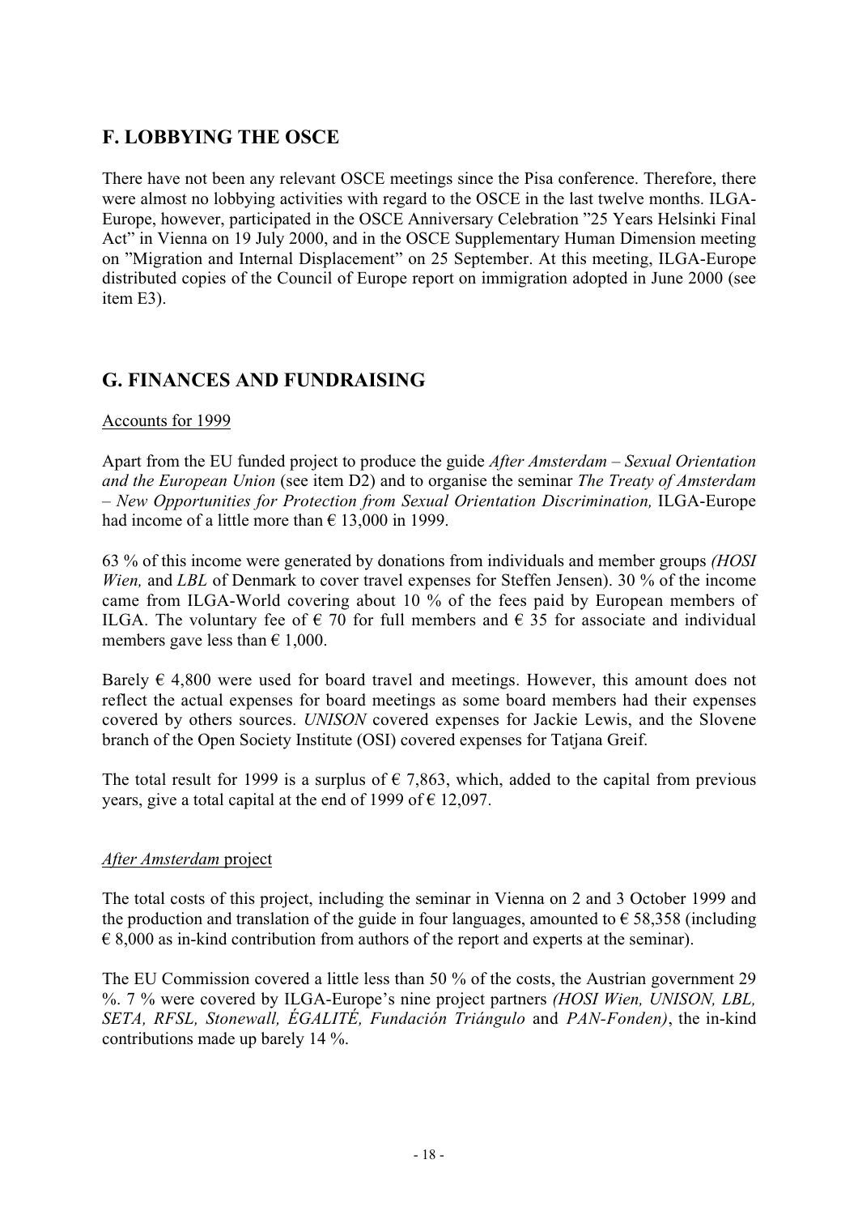## F. LOBBYING THE OSCE

There have not been any relevant OSCE meetings since the Pisa conference. Therefore, there were almost no lobbying activities with regard to the OSCE in the last twelve months. ILGA-Europe, however, participated in the OSCE Anniversary Celebration "25 Years Helsinki Final Act" in Vienna on 19 July 2000, and in the OSCE Supplementary Human Dimension meeting on "Migration and Internal Displacement" on 25 September. At this meeting, ILGA-Europe distributed copies of the Council of Europe report on immigration adopted in June 2000 (see item E3).

## G. FINANCES AND FUNDRAISING

Accounts for 1999

Apart from the EU funded project to produce the guide *After Amsterdam – Sexual Orientation and the European Union* (see item D2) and to organise the seminar *The Treaty of Amsterdam – New Opportunities for Protection from Sexual Orientation Discrimination,* ILGA-Europe had income of a little more than € 13,000 in 1999.

63 % of this income were generated by donations from individuals and member groups *(HOSI Wien,* and *LBL* of Denmark to cover travel expenses for Steffen Jensen). 30 % of the income came from ILGA-World covering about 10 % of the fees paid by European members of ILGA. The voluntary fee of € 70 for full members and € 35 for associate and individual members gave less than € 1,000.

Barely € 4,800 were used for board travel and meetings. However, this amount does not reflect the actual expenses for board meetings as some board members had their expenses covered by others sources. *UNISON* covered expenses for Jackie Lewis, and the Slovene branch of the Open Society Institute (OSI) covered expenses for Tatjana Greif.

The total result for 1999 is a surplus of € 7,863, which, added to the capital from previous years, give a total capital at the end of 1999 of € 12,097.

*After Amsterdam* project

The total costs of this project, including the seminar in Vienna on 2 and 3 October 1999 and the production and translation of the guide in four languages, amounted to € 58,358 (including € 8,000 as in-kind contribution from authors of the report and experts at the seminar).

The EU Commission covered a little less than 50 % of the costs, the Austrian government 29 %. 7 % were covered by ILGA-Europe's nine project partners *(HOSI Wien, UNISON, LBL, SETA, RFSL, Stonewall, ÉGALITÉ, Fundación Triángulo* and *PAN-Fonden)*, the in-kind contributions made up barely 14 %.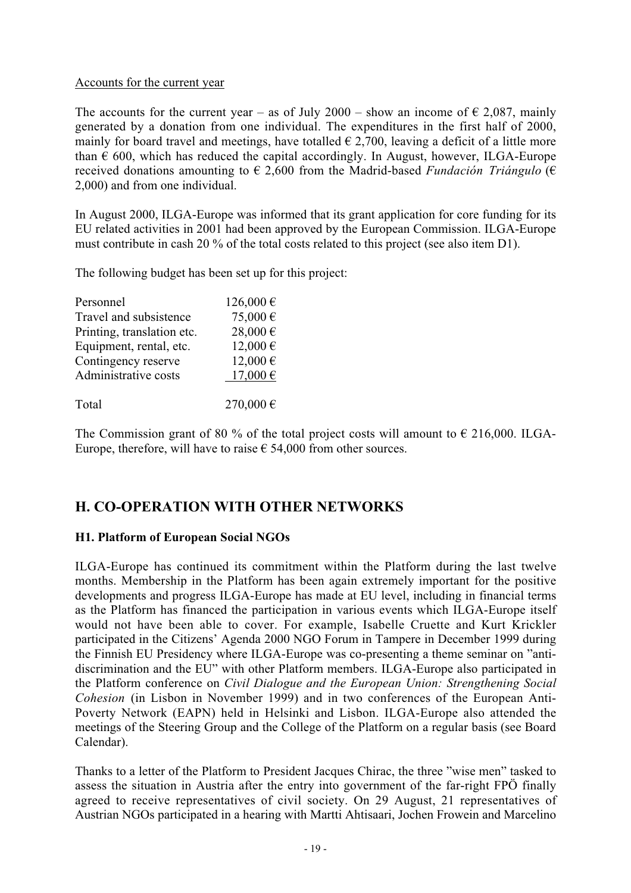Accounts for the current year

The accounts for the current year – as of July 2000 – show an income of € 2,087, mainly generated by a donation from one individual. The expenditures in the first half of 2000, mainly for board travel and meetings, have totalled € 2,700, leaving a deficit of a little more than € 600, which has reduced the capital accordingly. In August, however, ILGA-Europe received donations amounting to € 2,600 from the Madrid-based *Fundación Triángulo* (€ 2,000) and from one individual.

In August 2000, ILGA-Europe was informed that its grant application for core funding for its EU related activities in 2001 had been approved by the European Commission. ILGA-Europe must contribute in cash 20 % of the total costs related to this project (see also item D1).

The following budget has been set up for this project:

| | |
|---|---|
| Personnel | 126,000 € |
| Travel and subsistence | 75,000 € |
| Printing, translation etc. | 28,000 € |
| Equipment, rental, etc. | 12,000 € |
| Contingency reserve | 12,000 € |
| Administrative costs | 17,000 € |
| Total | 270,000 € |

The Commission grant of 80 % of the total project costs will amount to € 216,000. ILGA-Europe, therefore, will have to raise € 54,000 from other sources.

## H. CO-OPERATION WITH OTHER NETWORKS

### H1. Platform of European Social NGOs

ILGA-Europe has continued its commitment within the Platform during the last twelve months. Membership in the Platform has been again extremely important for the positive developments and progress ILGA-Europe has made at EU level, including in financial terms as the Platform has financed the participation in various events which ILGA-Europe itself would not have been able to cover. For example, Isabelle Cruette and Kurt Krickler participated in the Citizens' Agenda 2000 NGO Forum in Tampere in December 1999 during the Finnish EU Presidency where ILGA-Europe was co-presenting a theme seminar on "anti-discrimination and the EU" with other Platform members. ILGA-Europe also participated in the Platform conference on *Civil Dialogue and the European Union: Strengthening Social Cohesion* (in Lisbon in November 1999) and in two conferences of the European Anti-Poverty Network (EAPN) held in Helsinki and Lisbon. ILGA-Europe also attended the meetings of the Steering Group and the College of the Platform on a regular basis (see Board Calendar).

Thanks to a letter of the Platform to President Jacques Chirac, the three "wise men" tasked to assess the situation in Austria after the entry into government of the far-right FPÖ finally agreed to receive representatives of civil society. On 29 August, 21 representatives of Austrian NGOs participated in a hearing with Martti Ahtisaari, Jochen Frowein and Marcelino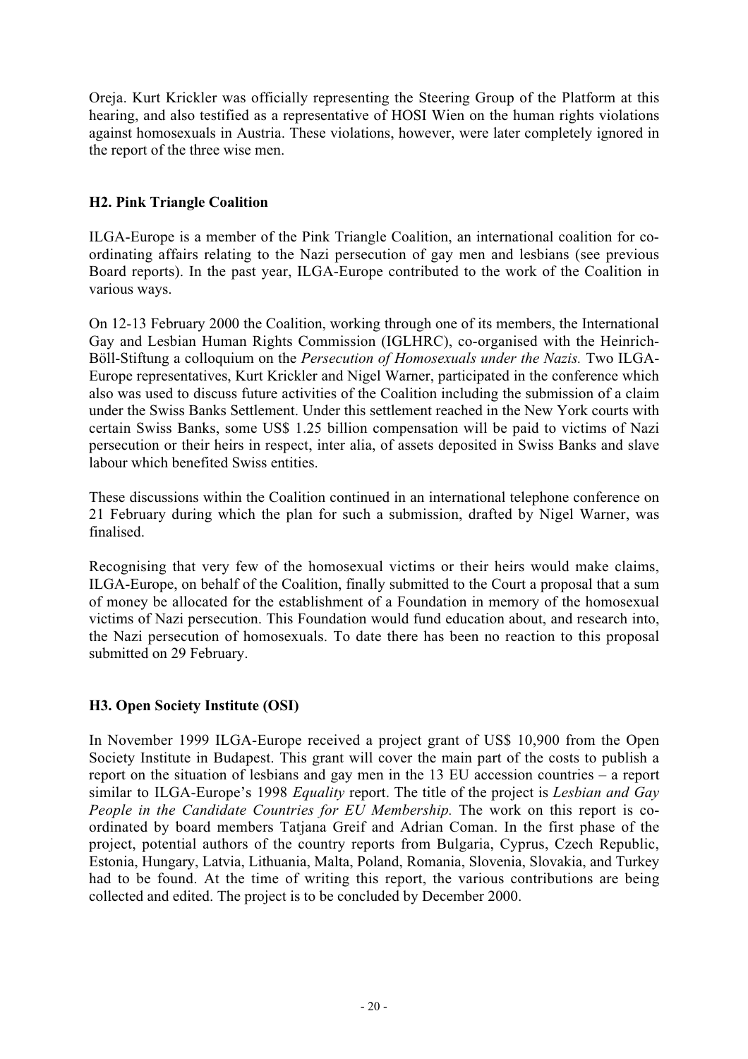Oreja. Kurt Krickler was officially representing the Steering Group of the Platform at this hearing, and also testified as a representative of HOSI Wien on the human rights violations against homosexuals in Austria. These violations, however, were later completely ignored in the report of the three wise men.

### H2. Pink Triangle Coalition

ILGA-Europe is a member of the Pink Triangle Coalition, an international coalition for co-ordinating affairs relating to the Nazi persecution of gay men and lesbians (see previous Board reports). In the past year, ILGA-Europe contributed to the work of the Coalition in various ways.

On 12-13 February 2000 the Coalition, working through one of its members, the International Gay and Lesbian Human Rights Commission (IGLHRC), co-organised with the Heinrich-Böll-Stiftung a colloquium on the *Persecution of Homosexuals under the Nazis.* Two ILGA-Europe representatives, Kurt Krickler and Nigel Warner, participated in the conference which also was used to discuss future activities of the Coalition including the submission of a claim under the Swiss Banks Settlement. Under this settlement reached in the New York courts with certain Swiss Banks, some US$ 1.25 billion compensation will be paid to victims of Nazi persecution or their heirs in respect, inter alia, of assets deposited in Swiss Banks and slave labour which benefited Swiss entities.

These discussions within the Coalition continued in an international telephone conference on 21 February during which the plan for such a submission, drafted by Nigel Warner, was finalised.

Recognising that very few of the homosexual victims or their heirs would make claims, ILGA-Europe, on behalf of the Coalition, finally submitted to the Court a proposal that a sum of money be allocated for the establishment of a Foundation in memory of the homosexual victims of Nazi persecution. This Foundation would fund education about, and research into, the Nazi persecution of homosexuals. To date there has been no reaction to this proposal submitted on 29 February.

### H3. Open Society Institute (OSI)

In November 1999 ILGA-Europe received a project grant of US$ 10,900 from the Open Society Institute in Budapest. This grant will cover the main part of the costs to publish a report on the situation of lesbians and gay men in the 13 EU accession countries – a report similar to ILGA-Europe's 1998 *Equality* report. The title of the project is *Lesbian and Gay People in the Candidate Countries for EU Membership.* The work on this report is co-ordinated by board members Tatjana Greif and Adrian Coman. In the first phase of the project, potential authors of the country reports from Bulgaria, Cyprus, Czech Republic, Estonia, Hungary, Latvia, Lithuania, Malta, Poland, Romania, Slovenia, Slovakia, and Turkey had to be found. At the time of writing this report, the various contributions are being collected and edited. The project is to be concluded by December 2000.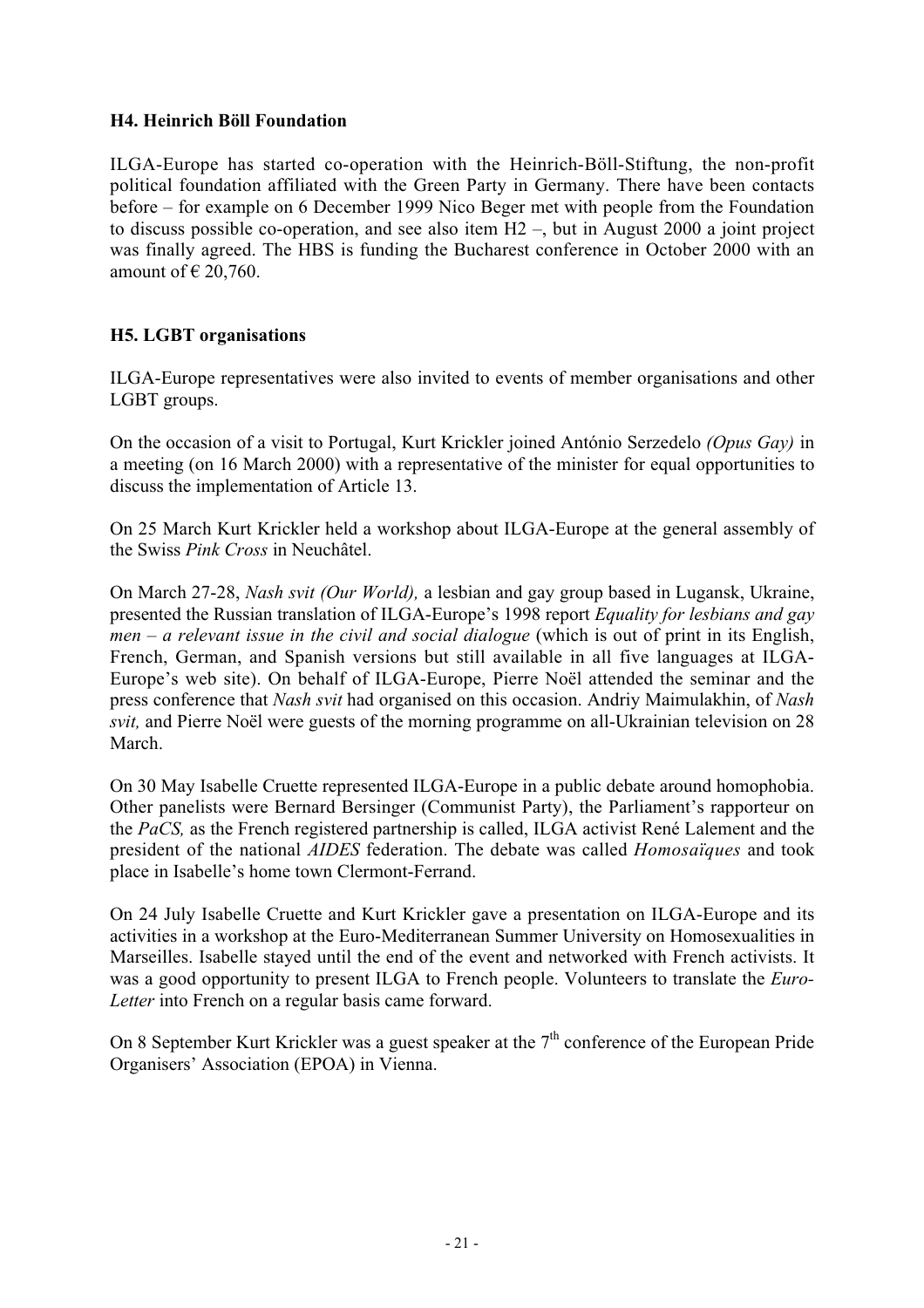#### H4. Heinrich Böll Foundation

ILGA-Europe has started co-operation with the Heinrich-Böll-Stiftung, the non-profit political foundation affiliated with the Green Party in Germany. There have been contacts before – for example on 6 December 1999 Nico Beger met with people from the Foundation to discuss possible co-operation, and see also item H2 –, but in August 2000 a joint project was finally agreed. The HBS is funding the Bucharest conference in October 2000 with an amount of € 20,760.

#### H5. LGBT organisations

ILGA-Europe representatives were also invited to events of member organisations and other LGBT groups.

On the occasion of a visit to Portugal, Kurt Krickler joined António Serzedelo *(Opus Gay)* in a meeting (on 16 March 2000) with a representative of the minister for equal opportunities to discuss the implementation of Article 13.

On 25 March Kurt Krickler held a workshop about ILGA-Europe at the general assembly of the Swiss *Pink Cross* in Neuchâtel.

On March 27-28, *Nash svit (Our World),* a lesbian and gay group based in Lugansk, Ukraine, presented the Russian translation of ILGA-Europe's 1998 report *Equality for lesbians and gay men – a relevant issue in the civil and social dialogue* (which is out of print in its English, French, German, and Spanish versions but still available in all five languages at ILGA-Europe's web site). On behalf of ILGA-Europe, Pierre Noël attended the seminar and the press conference that *Nash svit* had organised on this occasion. Andriy Maimulakhin, of *Nash svit,* and Pierre Noël were guests of the morning programme on all-Ukrainian television on 28 March.

On 30 May Isabelle Cruette represented ILGA-Europe in a public debate around homophobia. Other panelists were Bernard Bersinger (Communist Party), the Parliament's rapporteur on the *PaCS,* as the French registered partnership is called, ILGA activist René Lalement and the president of the national *AIDES* federation. The debate was called *Homosaïques* and took place in Isabelle's home town Clermont-Ferrand.

On 24 July Isabelle Cruette and Kurt Krickler gave a presentation on ILGA-Europe and its activities in a workshop at the Euro-Mediterranean Summer University on Homosexualities in Marseilles. Isabelle stayed until the end of the event and networked with French activists. It was a good opportunity to present ILGA to French people. Volunteers to translate the *Euro-Letter* into French on a regular basis came forward.

On 8 September Kurt Krickler was a guest speaker at the 7th conference of the European Pride Organisers' Association (EPOA) in Vienna.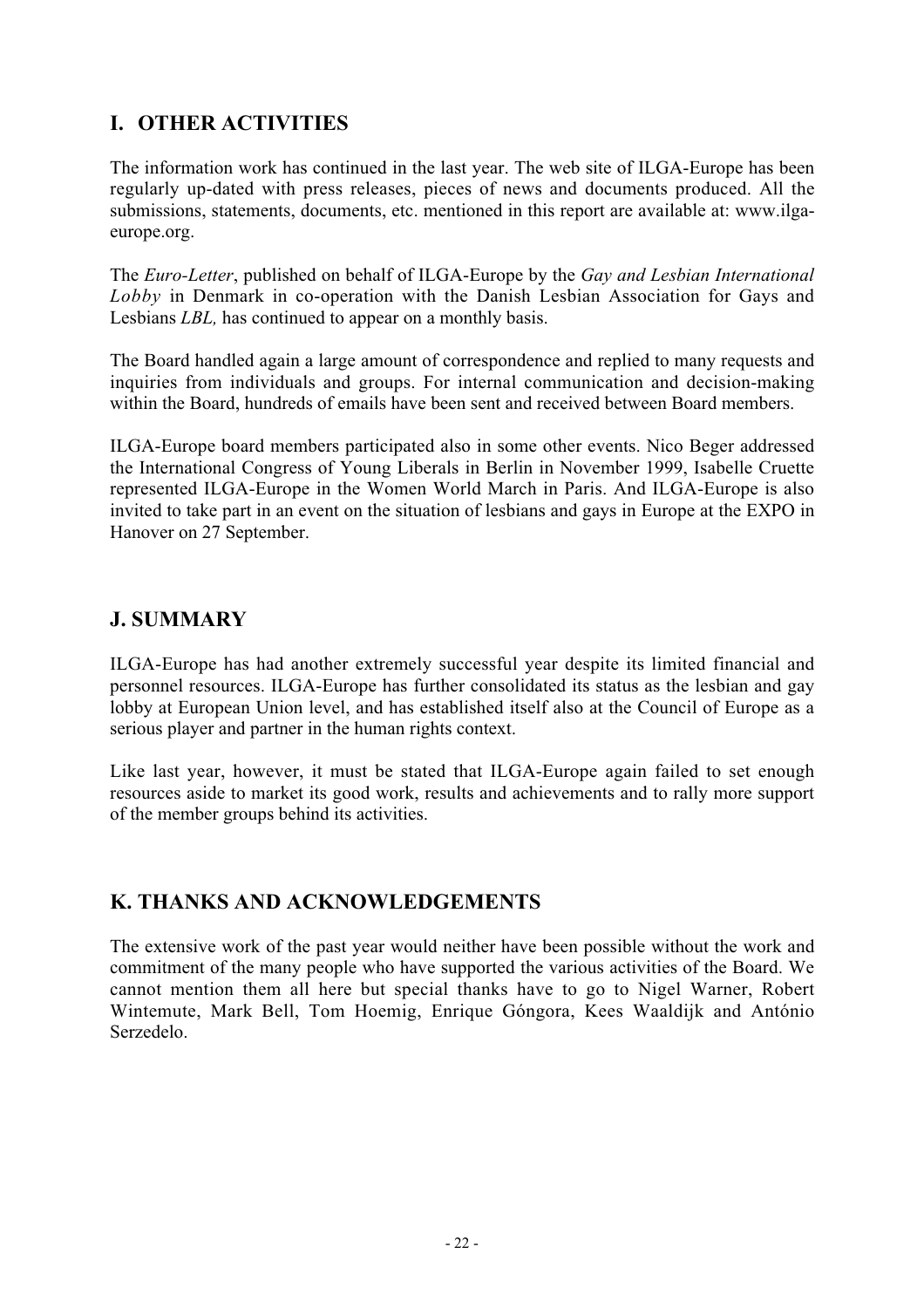## I. OTHER ACTIVITIES

The information work has continued in the last year. The web site of ILGA-Europe has been regularly up-dated with press releases, pieces of news and documents produced. All the submissions, statements, documents, etc. mentioned in this report are available at: www.ilga-europe.org.

The *Euro-Letter*, published on behalf of ILGA-Europe by the *Gay and Lesbian International Lobby* in Denmark in co-operation with the Danish Lesbian Association for Gays and Lesbians *LBL,* has continued to appear on a monthly basis.

The Board handled again a large amount of correspondence and replied to many requests and inquiries from individuals and groups. For internal communication and decision-making within the Board, hundreds of emails have been sent and received between Board members.

ILGA-Europe board members participated also in some other events. Nico Beger addressed the International Congress of Young Liberals in Berlin in November 1999, Isabelle Cruette represented ILGA-Europe in the Women World March in Paris. And ILGA-Europe is also invited to take part in an event on the situation of lesbians and gays in Europe at the EXPO in Hanover on 27 September.

## J. SUMMARY

ILGA-Europe has had another extremely successful year despite its limited financial and personnel resources. ILGA-Europe has further consolidated its status as the lesbian and gay lobby at European Union level, and has established itself also at the Council of Europe as a serious player and partner in the human rights context.

Like last year, however, it must be stated that ILGA-Europe again failed to set enough resources aside to market its good work, results and achievements and to rally more support of the member groups behind its activities.

## K. THANKS AND ACKNOWLEDGEMENTS

The extensive work of the past year would neither have been possible without the work and commitment of the many people who have supported the various activities of the Board. We cannot mention them all here but special thanks have to go to Nigel Warner, Robert Wintemute, Mark Bell, Tom Hoemig, Enrique Góngora, Kees Waaldijk and António Serzedelo.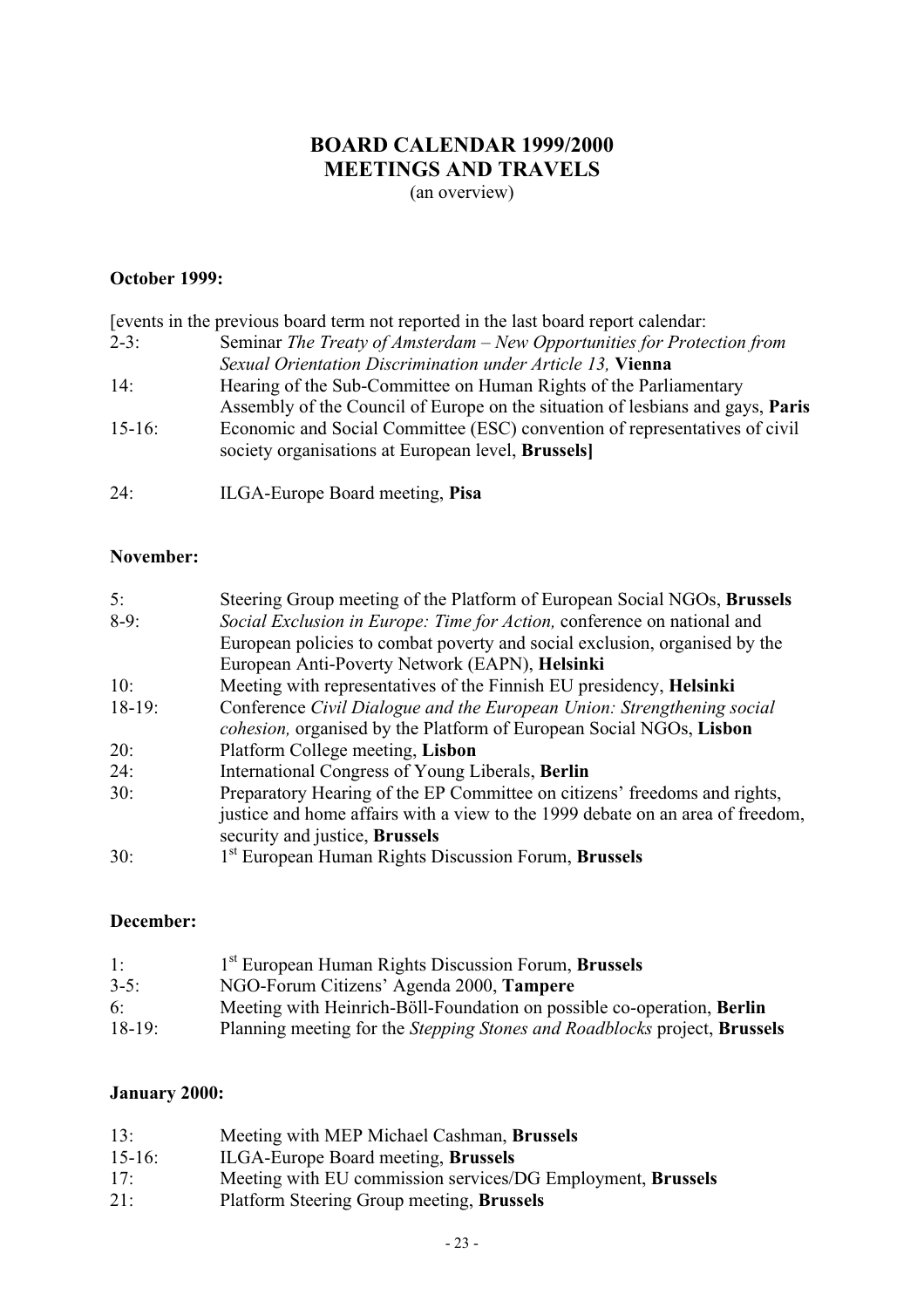# BOARD CALENDAR 1999/2000
## MEETINGS AND TRAVELS
(an overview)

**October 1999:**

[events in the previous board term not reported in the last board report calendar:

2-3: Seminar *The Treaty of Amsterdam – New Opportunities for Protection from Sexual Orientation Discrimination under Article 13,* **Vienna**

14: Hearing of the Sub-Committee on Human Rights of the Parliamentary Assembly of the Council of Europe on the situation of lesbians and gays, **Paris**

15-16: Economic and Social Committee (ESC) convention of representatives of civil society organisations at European level, **Brussels]**

24: ILGA-Europe Board meeting, **Pisa**

**November:**

5: Steering Group meeting of the Platform of European Social NGOs, **Brussels**

8-9: *Social Exclusion in Europe: Time for Action,* conference on national and European policies to combat poverty and social exclusion, organised by the European Anti-Poverty Network (EAPN), **Helsinki**

10: Meeting with representatives of the Finnish EU presidency, **Helsinki**

18-19: Conference *Civil Dialogue and the European Union: Strengthening social cohesion,* organised by the Platform of European Social NGOs, **Lisbon**

20: Platform College meeting, **Lisbon**

24: International Congress of Young Liberals, **Berlin**

30: Preparatory Hearing of the EP Committee on citizens' freedoms and rights, justice and home affairs with a view to the 1999 debate on an area of freedom, security and justice, **Brussels**

30: 1st European Human Rights Discussion Forum, **Brussels**

**December:**

1: 1st European Human Rights Discussion Forum, **Brussels**

3-5: NGO-Forum Citizens' Agenda 2000, **Tampere**

6: Meeting with Heinrich-Böll-Foundation on possible co-operation, **Berlin**

18-19: Planning meeting for the *Stepping Stones and Roadblocks* project, **Brussels**

**January 2000:**

13: Meeting with MEP Michael Cashman, **Brussels**

15-16: ILGA-Europe Board meeting, **Brussels**

17: Meeting with EU commission services/DG Employment, **Brussels**

21: Platform Steering Group meeting, **Brussels**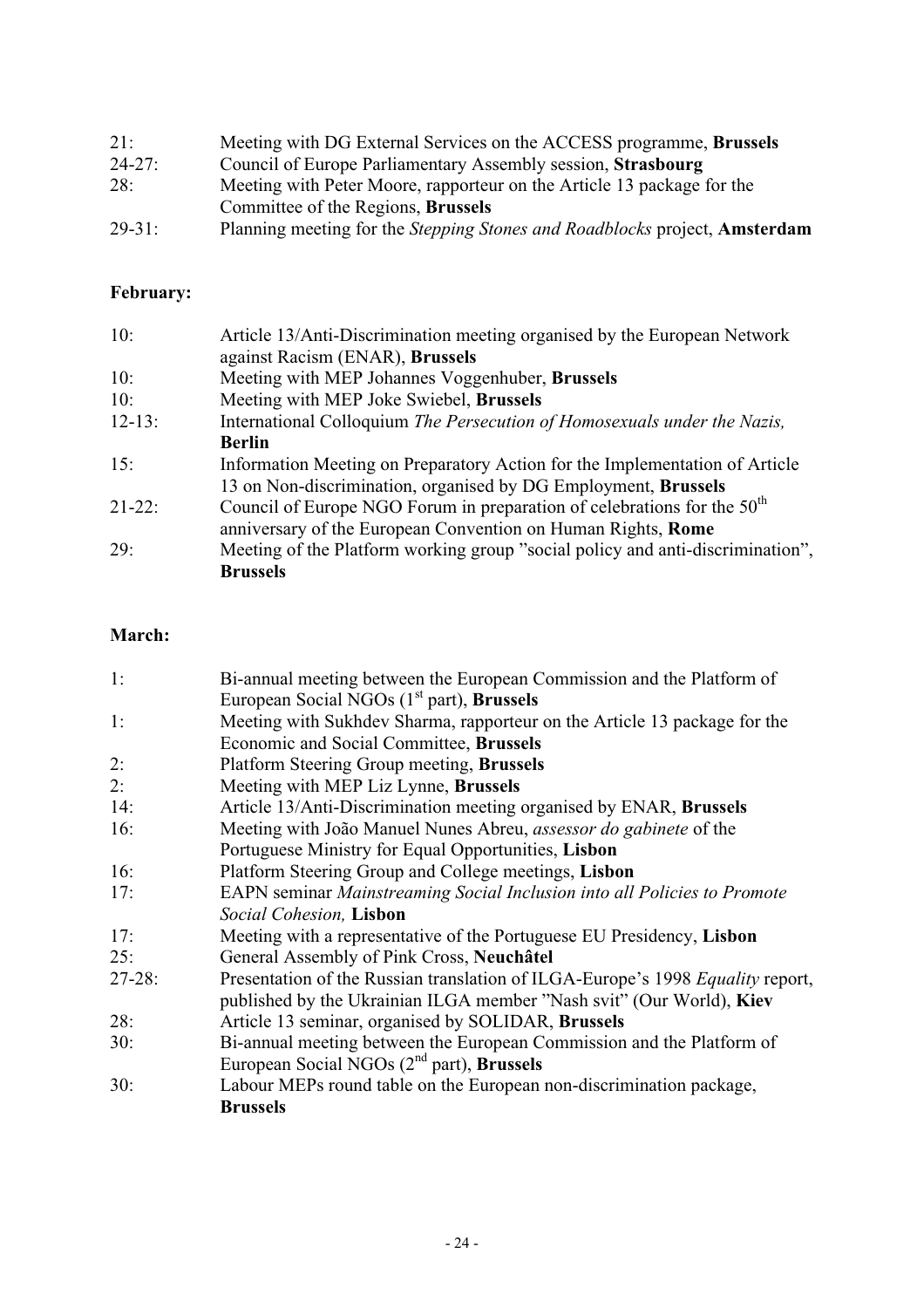21: Meeting with DG External Services on the ACCESS programme, **Brussels**
24-27: Council of Europe Parliamentary Assembly session, **Strasbourg**
28: Meeting with Peter Moore, rapporteur on the Article 13 package for the Committee of the Regions, **Brussels**
29-31: Planning meeting for the *Stepping Stones and Roadblocks* project, **Amsterdam**

**February:**

10: Article 13/Anti-Discrimination meeting organised by the European Network against Racism (ENAR), **Brussels**
10: Meeting with MEP Johannes Voggenhuber, **Brussels**
10: Meeting with MEP Joke Swiebel, **Brussels**
12-13: International Colloquium *The Persecution of Homosexuals under the Nazis,* **Berlin**
15: Information Meeting on Preparatory Action for the Implementation of Article 13 on Non-discrimination, organised by DG Employment, **Brussels**
21-22: Council of Europe NGO Forum in preparation of celebrations for the 50th anniversary of the European Convention on Human Rights, **Rome**
29: Meeting of the Platform working group "social policy and anti-discrimination", **Brussels**

**March:**

1: Bi-annual meeting between the European Commission and the Platform of European Social NGOs (1st part), **Brussels**
1: Meeting with Sukhdev Sharma, rapporteur on the Article 13 package for the Economic and Social Committee, **Brussels**
2: Platform Steering Group meeting, **Brussels**
2: Meeting with MEP Liz Lynne, **Brussels**
14: Article 13/Anti-Discrimination meeting organised by ENAR, **Brussels**
16: Meeting with João Manuel Nunes Abreu, *assessor do gabinete* of the Portuguese Ministry for Equal Opportunities, **Lisbon**
16: Platform Steering Group and College meetings, **Lisbon**
17: EAPN seminar *Mainstreaming Social Inclusion into all Policies to Promote Social Cohesion,* **Lisbon**
17: Meeting with a representative of the Portuguese EU Presidency, **Lisbon**
25: General Assembly of Pink Cross, **Neuchâtel**
27-28: Presentation of the Russian translation of ILGA-Europe's 1998 *Equality* report, published by the Ukrainian ILGA member "Nash svit" (Our World), **Kiev**
28: Article 13 seminar, organised by SOLIDAR, **Brussels**
30: Bi-annual meeting between the European Commission and the Platform of European Social NGOs (2nd part), **Brussels**
30: Labour MEPs round table on the European non-discrimination package, **Brussels**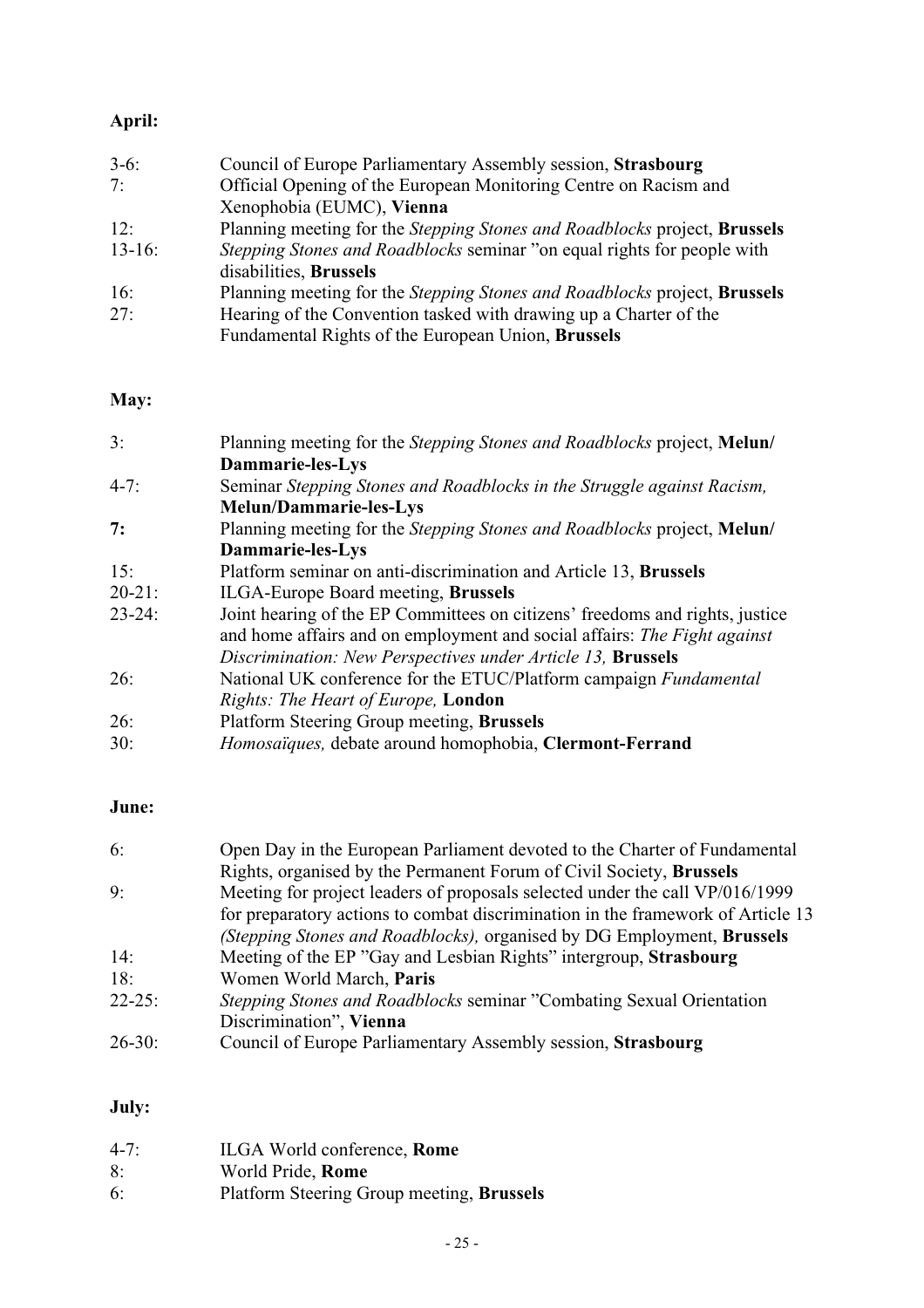**April:**

| | |
|---|---|
| 3-6: | Council of Europe Parliamentary Assembly session, **Strasbourg** |
| 7: | Official Opening of the European Monitoring Centre on Racism and Xenophobia (EUMC), **Vienna** |
| 12: | Planning meeting for the *Stepping Stones and Roadblocks* project, **Brussels** |
| 13-16: | *Stepping Stones and Roadblocks* seminar "on equal rights for people with disabilities, **Brussels** |
| 16: | Planning meeting for the *Stepping Stones and Roadblocks* project, **Brussels** |
| 27: | Hearing of the Convention tasked with drawing up a Charter of the Fundamental Rights of the European Union, **Brussels** |

**May:**

| | |
|---|---|
| 3: | Planning meeting for the *Stepping Stones and Roadblocks* project, **Melun/ Dammarie-les-Lys** |
| 4-7: | Seminar *Stepping Stones and Roadblocks in the Struggle against Racism,* **Melun/Dammarie-les-Lys** |
| **7:** | Planning meeting for the *Stepping Stones and Roadblocks* project, **Melun/ Dammarie-les-Lys** |
| 15: | Platform seminar on anti-discrimination and Article 13, **Brussels** |
| 20-21: | ILGA-Europe Board meeting, **Brussels** |
| 23-24: | Joint hearing of the EP Committees on citizens' freedoms and rights, justice and home affairs and on employment and social affairs: *The Fight against Discrimination: New Perspectives under Article 13,* **Brussels** |
| 26: | National UK conference for the ETUC/Platform campaign *Fundamental Rights: The Heart of Europe,* **London** |
| 26: | Platform Steering Group meeting, **Brussels** |
| 30: | *Homosaïques,* debate around homophobia, **Clermont-Ferrand** |

**June:**

| | |
|---|---|
| 6: | Open Day in the European Parliament devoted to the Charter of Fundamental Rights, organised by the Permanent Forum of Civil Society, **Brussels** |
| 9: | Meeting for project leaders of proposals selected under the call VP/016/1999 for preparatory actions to combat discrimination in the framework of Article 13 *(Stepping Stones and Roadblocks),* organised by DG Employment, **Brussels** |
| 14: | Meeting of the EP "Gay and Lesbian Rights" intergroup, **Strasbourg** |
| 18: | Women World March, **Paris** |
| 22-25: | *Stepping Stones and Roadblocks* seminar "Combating Sexual Orientation Discrimination", **Vienna** |
| 26-30: | Council of Europe Parliamentary Assembly session, **Strasbourg** |

**July:**

| | |
|---|---|
| 4-7: | ILGA World conference, **Rome** |
| 8: | World Pride, **Rome** |
| 6: | Platform Steering Group meeting, **Brussels** |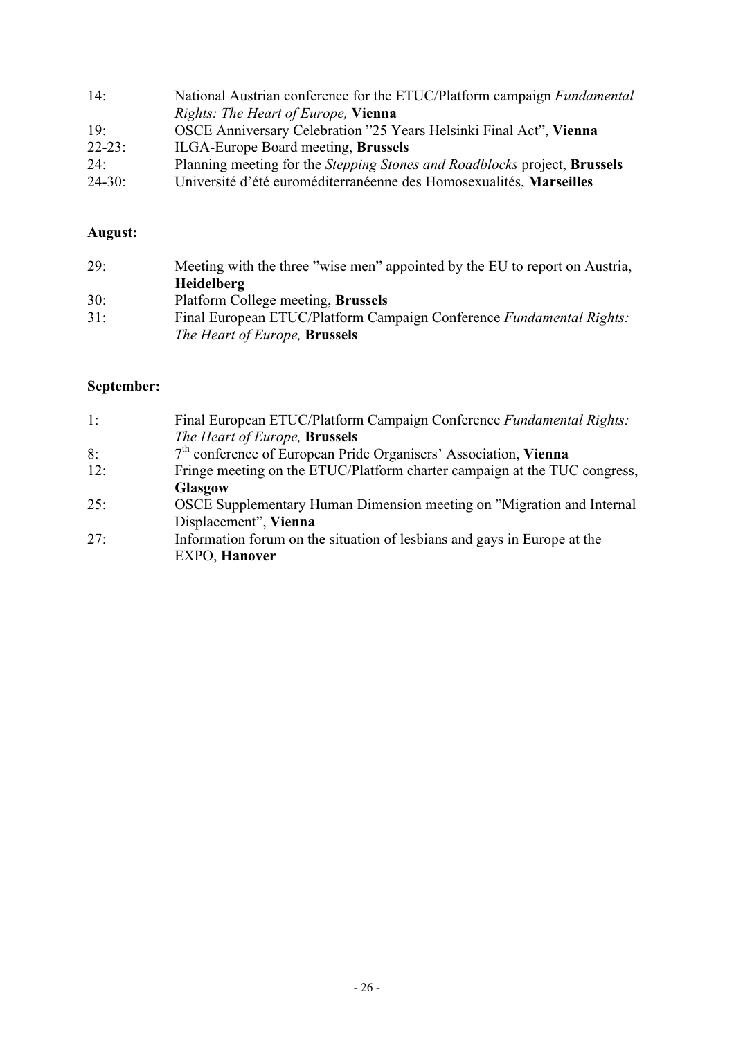14: National Austrian conference for the ETUC/Platform campaign *Fundamental Rights: The Heart of Europe,* **Vienna**

19: OSCE Anniversary Celebration ”25 Years Helsinki Final Act”, **Vienna**

22-23: ILGA-Europe Board meeting, **Brussels**

24: Planning meeting for the *Stepping Stones and Roadblocks* project, **Brussels**

24-30: Université d'été euroméditerranéenne des Homosexualités, **Marseilles**

**August:**

29: Meeting with the three ”wise men” appointed by the EU to report on Austria, **Heidelberg**

30: Platform College meeting, **Brussels**

31: Final European ETUC/Platform Campaign Conference *Fundamental Rights: The Heart of Europe,* **Brussels**

**September:**

1: Final European ETUC/Platform Campaign Conference *Fundamental Rights: The Heart of Europe,* **Brussels**

8: 7th conference of European Pride Organisers' Association, **Vienna**

12: Fringe meeting on the ETUC/Platform charter campaign at the TUC congress, **Glasgow**

25: OSCE Supplementary Human Dimension meeting on ”Migration and Internal Displacement”, **Vienna**

27: Information forum on the situation of lesbians and gays in Europe at the EXPO, **Hanover**